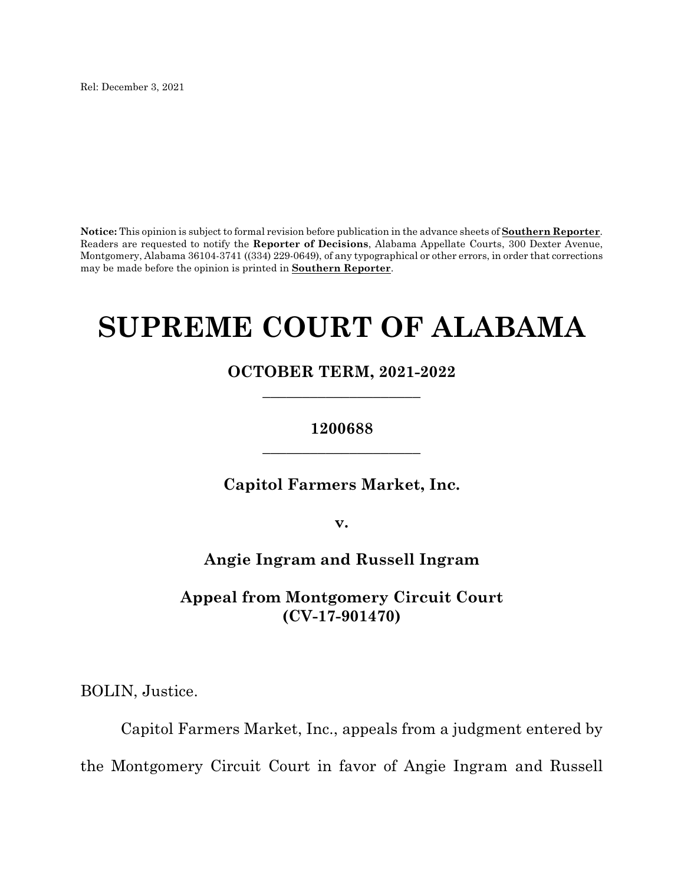Rel: December 3, 2021

**Notice:** This opinion is subject to formal revision before publication in the advance sheets of **Southern Reporter**. Readers are requested to notify the **Reporter of Decisions**, Alabama Appellate Courts, 300 Dexter Avenue, Montgomery, Alabama 36104-3741 ((334) 229-0649), of any typographical or other errors, in order that corrections may be made before the opinion is printed in **Southern Reporter**.

# SUPREME COURT OF ALABAMA

**OCTOBER TERM, 2021-2022**

_________________________

**1200688**

_________________________

**Capitol Farmers Market, Inc.**

**v.**

**Angie Ingram and Russell Ingram**

**Appeal from Montgomery Circuit Court (CV-17-901470)**

BOLIN, Justice.

Capitol Farmers Market, Inc., appeals from a judgment entered by the Montgomery Circuit Court in favor of Angie Ingram and Russell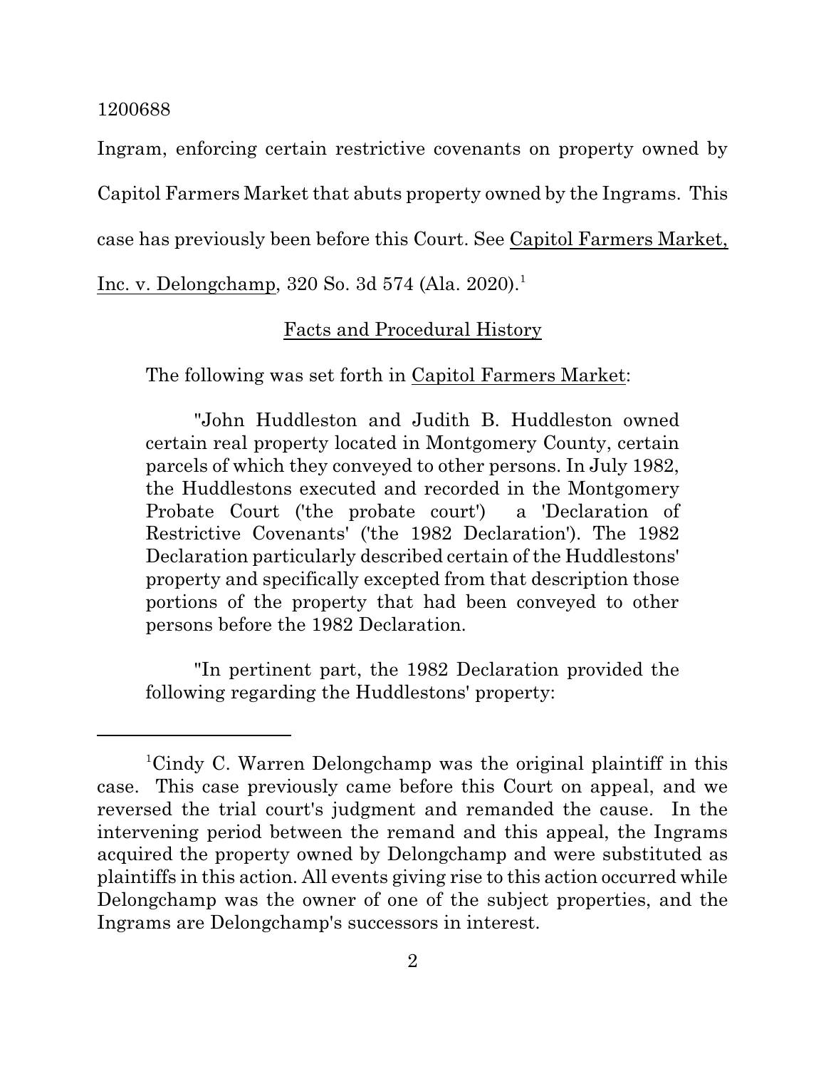Ingram, enforcing certain restrictive covenants on property owned by Capitol Farmers Market that abuts property owned by the Ingrams. This case has previously been before this Court. See Capitol Farmers Market, Inc. v. Delongchamp, 320 So. 3d 574 (Ala. 2020).[1]

## Facts and Procedural History

The following was set forth in Capitol Farmers Market:

> "John Huddleston and Judith B. Huddleston owned certain real property located in Montgomery County, certain parcels of which they conveyed to other persons. In July 1982, the Huddlestons executed and recorded in the Montgomery Probate Court ('the probate court') a 'Declaration of Restrictive Covenants' ('the 1982 Declaration'). The 1982 Declaration particularly described certain of the Huddlestons' property and specifically excepted from that description those portions of the property that had been conveyed to other persons before the 1982 Declaration.
>
> "In pertinent part, the 1982 Declaration provided the following regarding the Huddlestons' property:

---

[1]Cindy C. Warren Delongchamp was the original plaintiff in this case. This case previously came before this Court on appeal, and we reversed the trial court's judgment and remanded the cause. In the intervening period between the remand and this appeal, the Ingrams acquired the property owned by Delongchamp and were substituted as plaintiffs in this action. All events giving rise to this action occurred while Delongchamp was the owner of one of the subject properties, and the Ingrams are Delongchamp's successors in interest.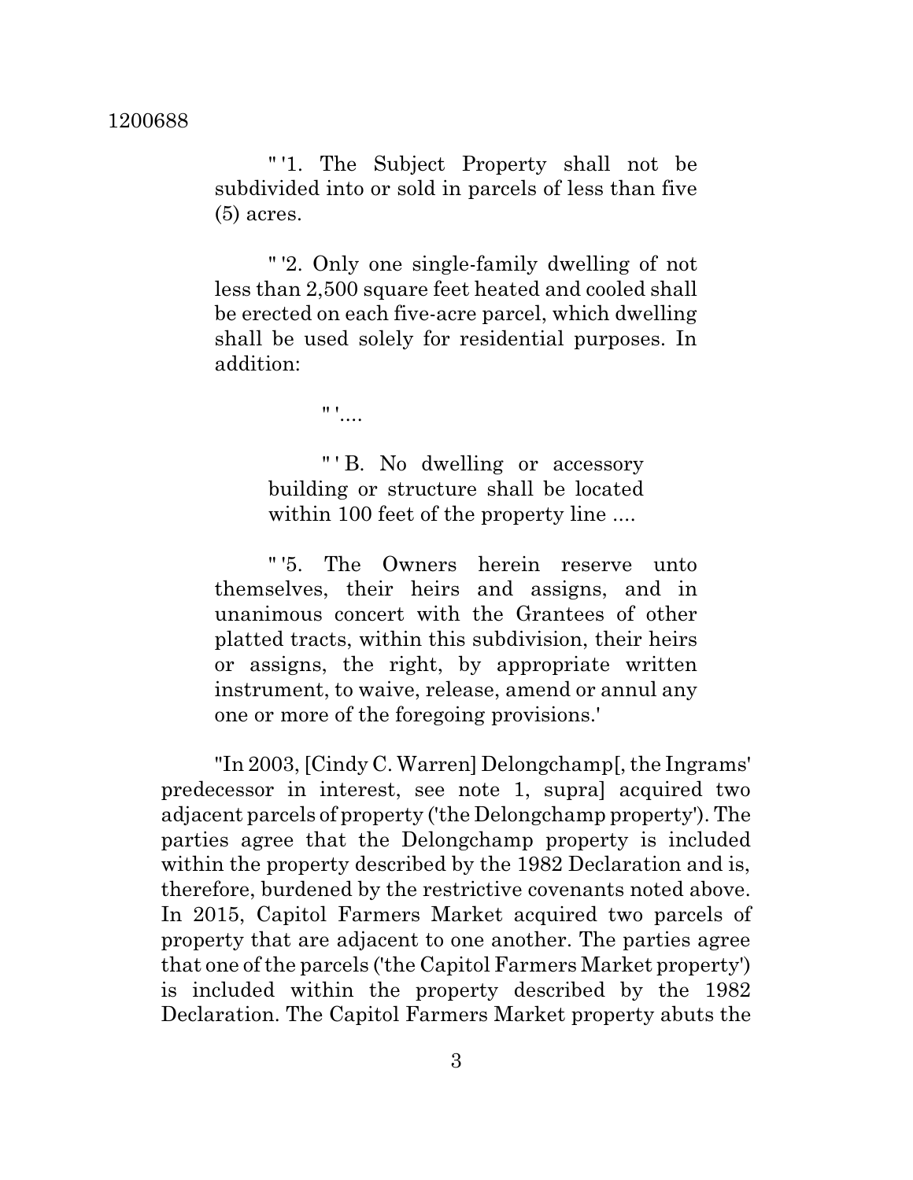"'1. The Subject Property shall not be subdivided into or sold in parcels of less than five (5) acres.

"'2. Only one single-family dwelling of not less than 2,500 square feet heated and cooled shall be erected on each five-acre parcel, which dwelling shall be used solely for residential purposes. In addition:

"'....

"'B. No dwelling or accessory building or structure shall be located within 100 feet of the property line ....

"'5. The Owners herein reserve unto themselves, their heirs and assigns, and in unanimous concert with the Grantees of other platted tracts, within this subdivision, their heirs or assigns, the right, by appropriate written instrument, to waive, release, amend or annul any one or more of the foregoing provisions.'

"In 2003, [Cindy C. Warren] Delongchamp[, the Ingrams' predecessor in interest, see note 1, supra] acquired two adjacent parcels of property ('the Delongchamp property'). The parties agree that the Delongchamp property is included within the property described by the 1982 Declaration and is, therefore, burdened by the restrictive covenants noted above. In 2015, Capitol Farmers Market acquired two parcels of property that are adjacent to one another. The parties agree that one of the parcels ('the Capitol Farmers Market property') is included within the property described by the 1982 Declaration. The Capitol Farmers Market property abuts the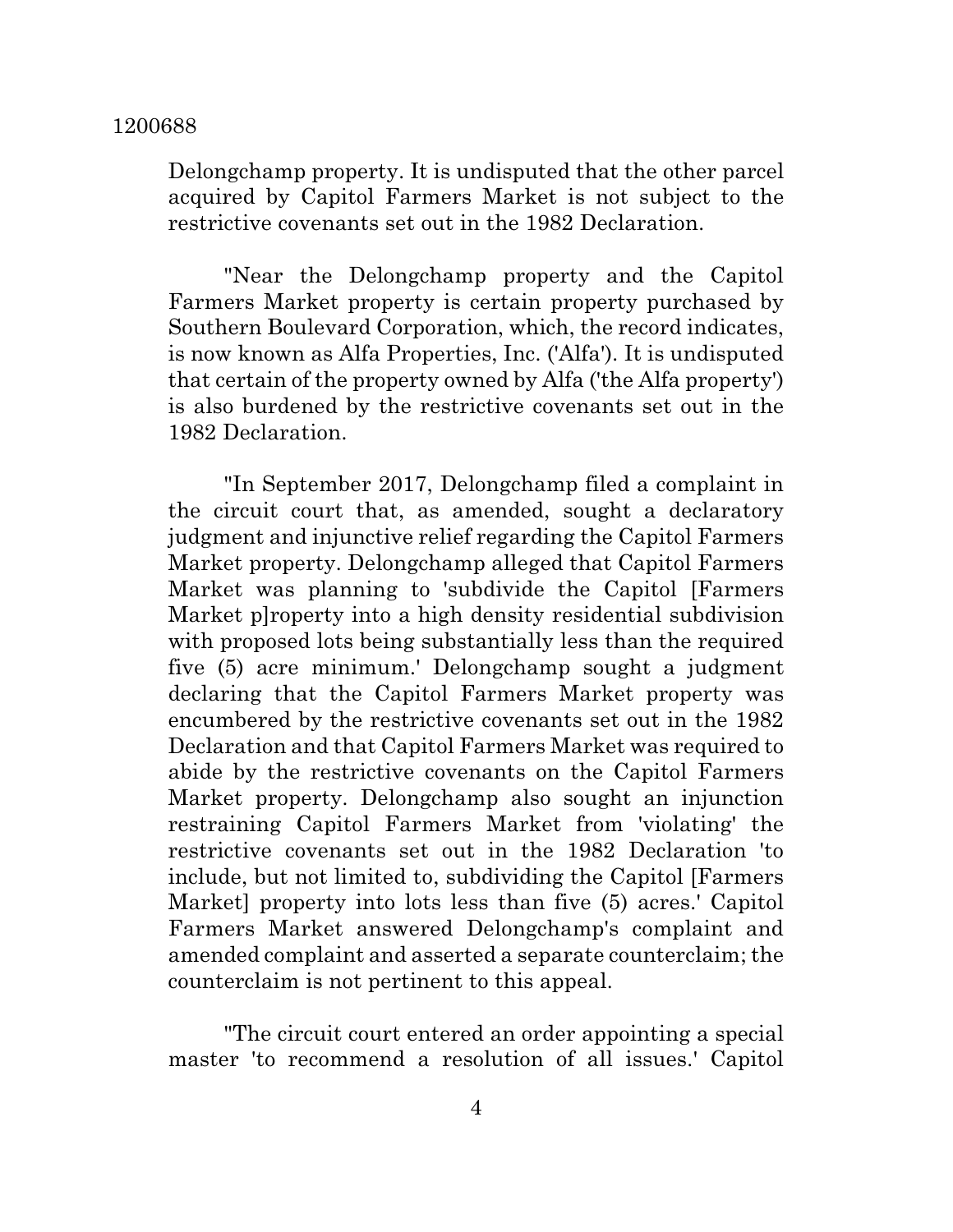Delongchamp property. It is undisputed that the other parcel acquired by Capitol Farmers Market is not subject to the restrictive covenants set out in the 1982 Declaration.

"Near the Delongchamp property and the Capitol Farmers Market property is certain property purchased by Southern Boulevard Corporation, which, the record indicates, is now known as Alfa Properties, Inc. ('Alfa'). It is undisputed that certain of the property owned by Alfa ('the Alfa property') is also burdened by the restrictive covenants set out in the 1982 Declaration.

"In September 2017, Delongchamp filed a complaint in the circuit court that, as amended, sought a declaratory judgment and injunctive relief regarding the Capitol Farmers Market property. Delongchamp alleged that Capitol Farmers Market was planning to 'subdivide the Capitol [Farmers Market p]roperty into a high density residential subdivision with proposed lots being substantially less than the required five (5) acre minimum.' Delongchamp sought a judgment declaring that the Capitol Farmers Market property was encumbered by the restrictive covenants set out in the 1982 Declaration and that Capitol Farmers Market was required to abide by the restrictive covenants on the Capitol Farmers Market property. Delongchamp also sought an injunction restraining Capitol Farmers Market from 'violating' the restrictive covenants set out in the 1982 Declaration 'to include, but not limited to, subdividing the Capitol [Farmers Market] property into lots less than five (5) acres.' Capitol Farmers Market answered Delongchamp's complaint and amended complaint and asserted a separate counterclaim; the counterclaim is not pertinent to this appeal.

"The circuit court entered an order appointing a special master 'to recommend a resolution of all issues.' Capitol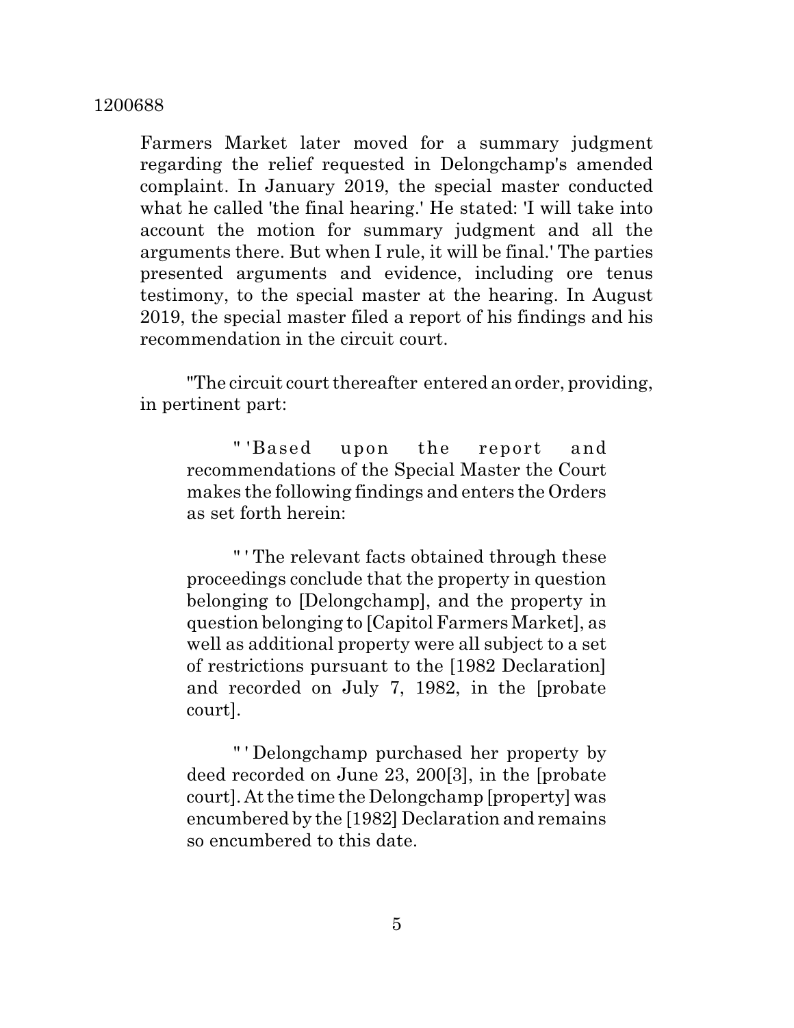Farmers Market later moved for a summary judgment regarding the relief requested in Delongchamp's amended complaint. In January 2019, the special master conducted what he called 'the final hearing.' He stated: 'I will take into account the motion for summary judgment and all the arguments there. But when I rule, it will be final.' The parties presented arguments and evidence, including ore tenus testimony, to the special master at the hearing. In August 2019, the special master filed a report of his findings and his recommendation in the circuit court.

"The circuit court thereafter entered an order, providing, in pertinent part:

> "'Based upon the report and recommendations of the Special Master the Court makes the following findings and enters the Orders as set forth herein:
>
> "'The relevant facts obtained through these proceedings conclude that the property in question belonging to [Delongchamp], and the property in question belonging to [Capitol Farmers Market], as well as additional property were all subject to a set of restrictions pursuant to the [1982 Declaration] and recorded on July 7, 1982, in the [probate court].
>
> "'Delongchamp purchased her property by deed recorded on June 23, 200[3], in the [probate court]. At the time the Delongchamp [property] was encumbered by the [1982] Declaration and remains so encumbered to this date.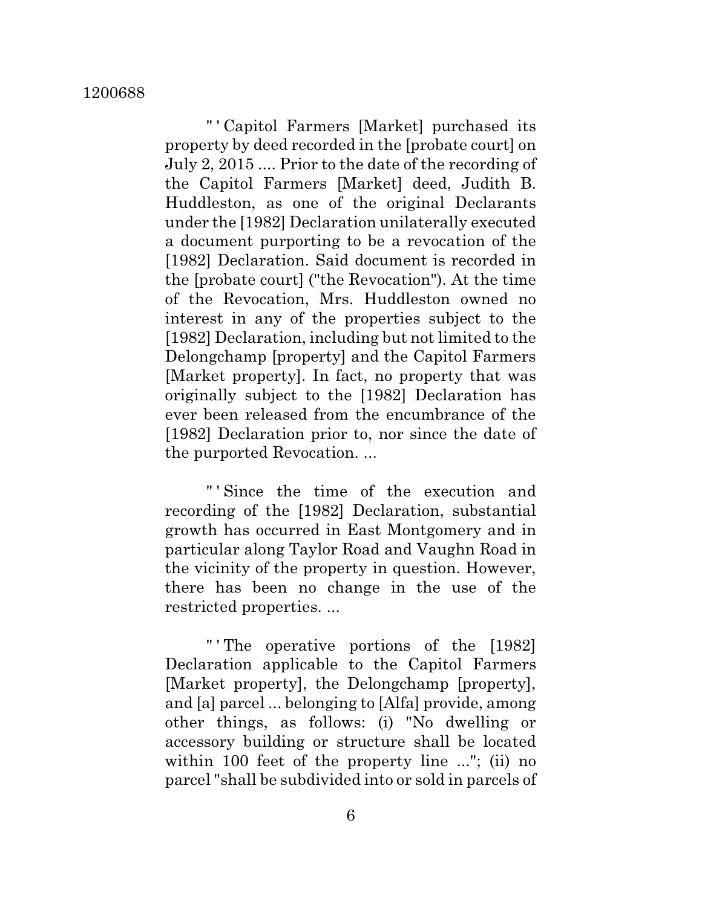"'Capitol Farmers [Market] purchased its property by deed recorded in the [probate court] on July 2, 2015 .... Prior to the date of the recording of the Capitol Farmers [Market] deed, Judith B. Huddleston, as one of the original Declarants under the [1982] Declaration unilaterally executed a document purporting to be a revocation of the [1982] Declaration. Said document is recorded in the [probate court] ("the Revocation"). At the time of the Revocation, Mrs. Huddleston owned no interest in any of the properties subject to the [1982] Declaration, including but not limited to the Delongchamp [property] and the Capitol Farmers [Market property]. In fact, no property that was originally subject to the [1982] Declaration has ever been released from the encumbrance of the [1982] Declaration prior to, nor since the date of the purported Revocation. ...

"'Since the time of the execution and recording of the [1982] Declaration, substantial growth has occurred in East Montgomery and in particular along Taylor Road and Vaughn Road in the vicinity of the property in question. However, there has been no change in the use of the restricted properties. ...

"'The operative portions of the [1982] Declaration applicable to the Capitol Farmers [Market property], the Delongchamp [property], and [a] parcel ... belonging to [Alfa] provide, among other things, as follows: (i) "No dwelling or accessory building or structure shall be located within 100 feet of the property line ..."; (ii) no parcel "shall be subdivided into or sold in parcels of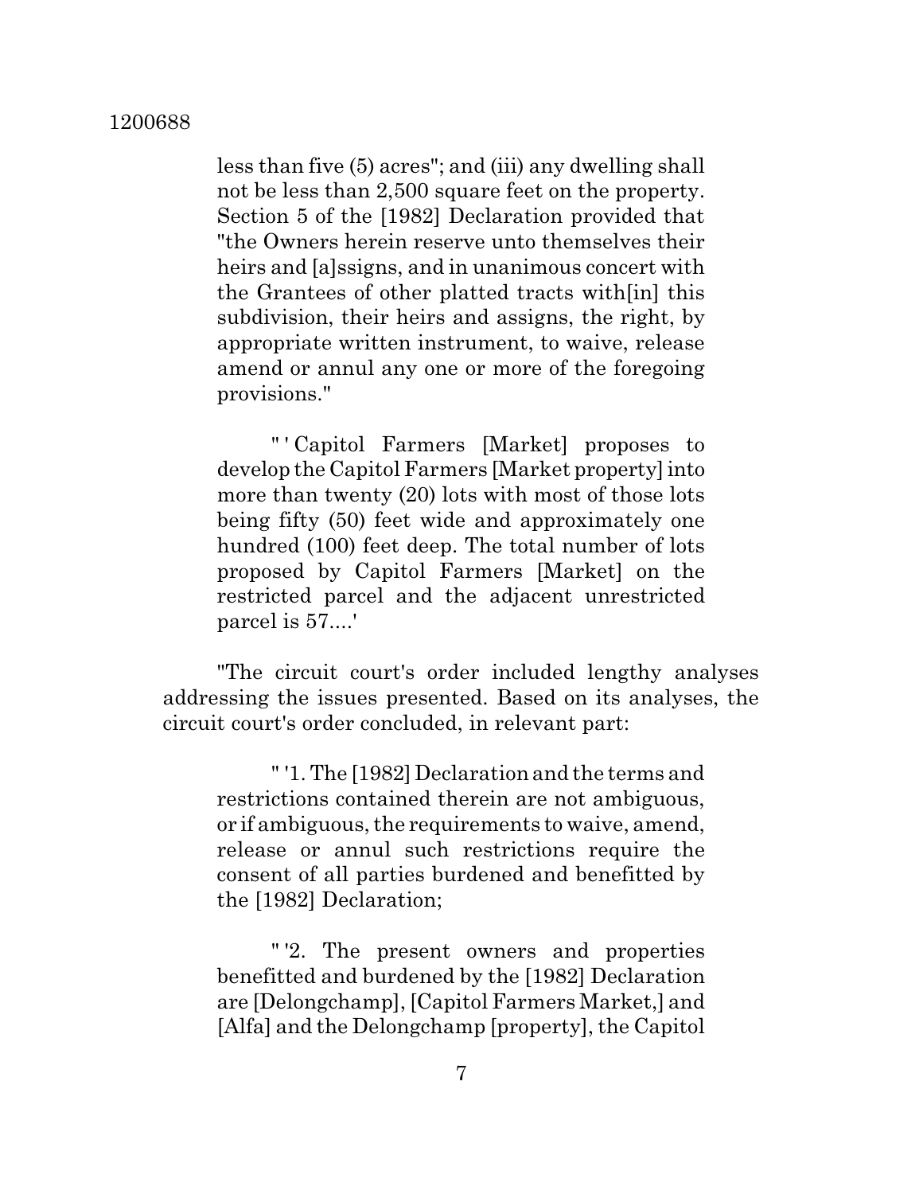> less than five (5) acres"; and (iii) any dwelling shall not be less than 2,500 square feet on the property. Section 5 of the [1982] Declaration provided that "the Owners herein reserve unto themselves their heirs and [a]ssigns, and in unanimous concert with the Grantees of other platted tracts with[in] this subdivision, their heirs and assigns, the right, by appropriate written instrument, to waive, release amend or annul any one or more of the foregoing provisions."
>
> " ' Capitol Farmers [Market] proposes to develop the Capitol Farmers [Market property] into more than twenty (20) lots with most of those lots being fifty (50) feet wide and approximately one hundred (100) feet deep. The total number of lots proposed by Capitol Farmers [Market] on the restricted parcel and the adjacent unrestricted parcel is 57....'

"The circuit court's order included lengthy analyses addressing the issues presented. Based on its analyses, the circuit court's order concluded, in relevant part:

> " '1. The [1982] Declaration and the terms and restrictions contained therein are not ambiguous, or if ambiguous, the requirements to waive, amend, release or annul such restrictions require the consent of all parties burdened and benefitted by the [1982] Declaration;
>
> " '2. The present owners and properties benefitted and burdened by the [1982] Declaration are [Delongchamp], [Capitol Farmers Market,] and [Alfa] and the Delongchamp [property], the Capitol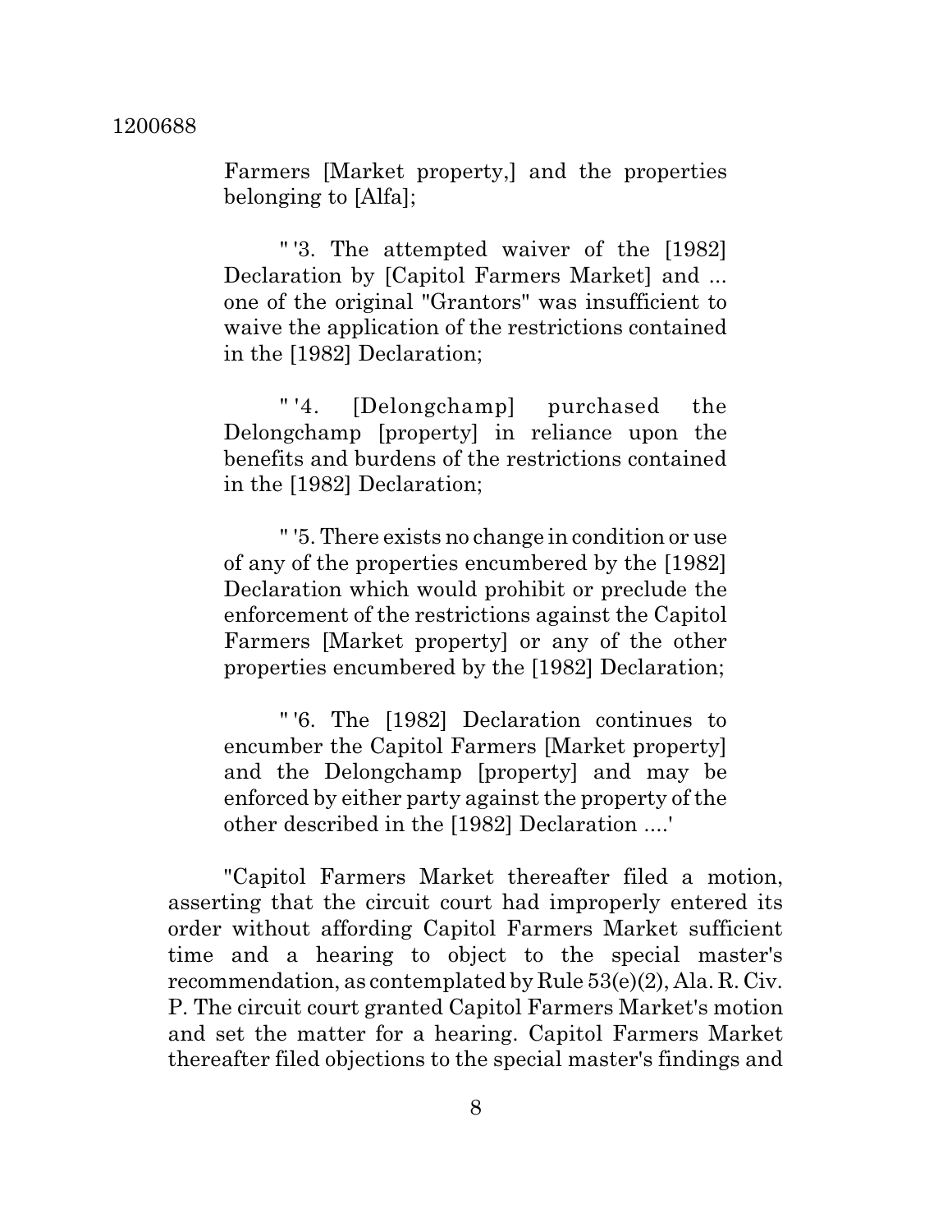Farmers [Market property,] and the properties belonging to [Alfa];

"'3. The attempted waiver of the [1982] Declaration by [Capitol Farmers Market] and ... one of the original "Grantors" was insufficient to waive the application of the restrictions contained in the [1982] Declaration;

"'4. [Delongchamp] purchased the Delongchamp [property] in reliance upon the benefits and burdens of the restrictions contained in the [1982] Declaration;

"'5. There exists no change in condition or use of any of the properties encumbered by the [1982] Declaration which would prohibit or preclude the enforcement of the restrictions against the Capitol Farmers [Market property] or any of the other properties encumbered by the [1982] Declaration;

"'6. The [1982] Declaration continues to encumber the Capitol Farmers [Market property] and the Delongchamp [property] and may be enforced by either party against the property of the other described in the [1982] Declaration ....'

"Capitol Farmers Market thereafter filed a motion, asserting that the circuit court had improperly entered its order without affording Capitol Farmers Market sufficient time and a hearing to object to the special master's recommendation, as contemplated by Rule 53(e)(2), Ala. R. Civ. P. The circuit court granted Capitol Farmers Market's motion and set the matter for a hearing. Capitol Farmers Market thereafter filed objections to the special master's findings and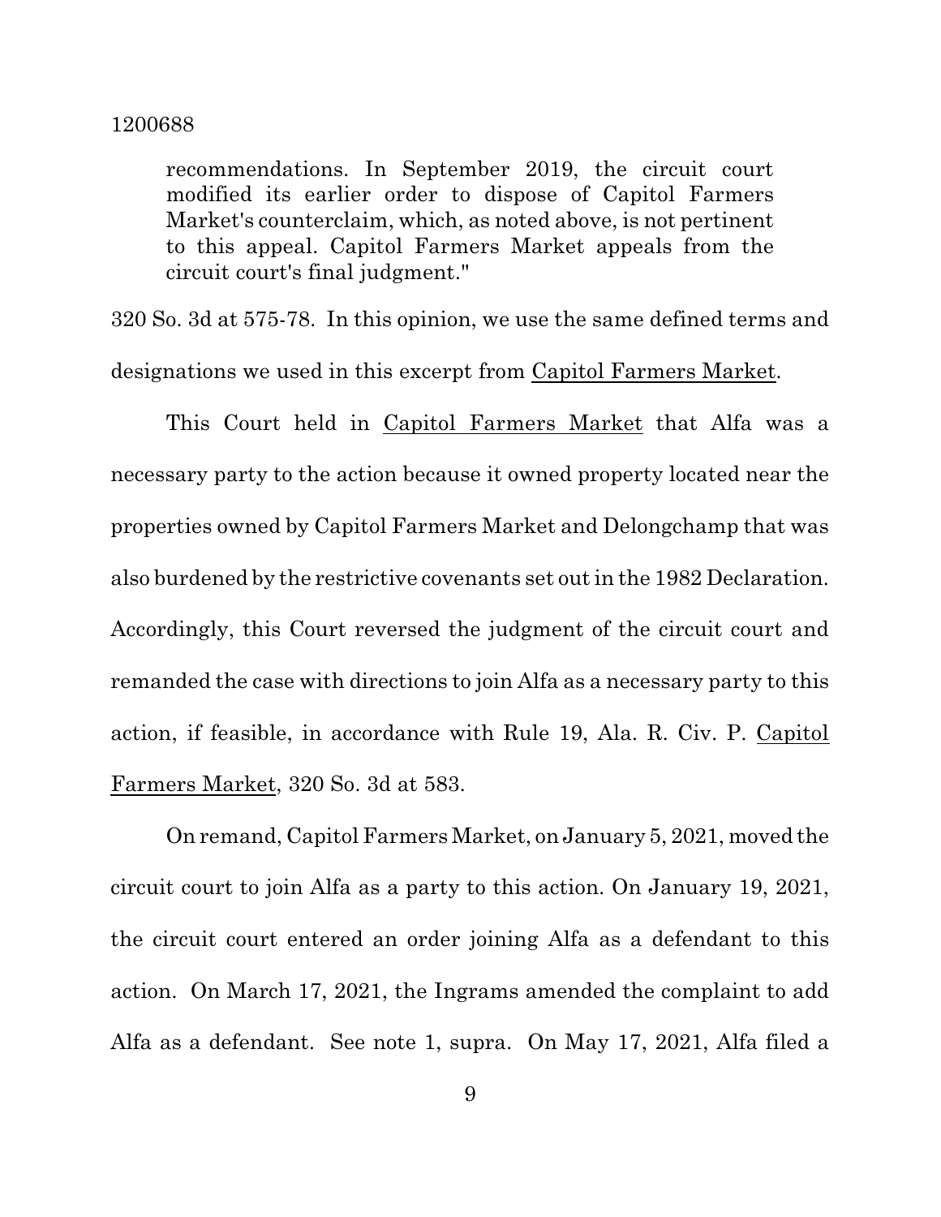recommendations. In September 2019, the circuit court modified its earlier order to dispose of Capitol Farmers Market's counterclaim, which, as noted above, is not pertinent to this appeal. Capitol Farmers Market appeals from the circuit court's final judgment."

320 So. 3d at 575-78. In this opinion, we use the same defined terms and designations we used in this excerpt from Capitol Farmers Market.

This Court held in Capitol Farmers Market that Alfa was a necessary party to the action because it owned property located near the properties owned by Capitol Farmers Market and Delongchamp that was also burdened by the restrictive covenants set out in the 1982 Declaration. Accordingly, this Court reversed the judgment of the circuit court and remanded the case with directions to join Alfa as a necessary party to this action, if feasible, in accordance with Rule 19, Ala. R. Civ. P. Capitol Farmers Market, 320 So. 3d at 583.

On remand, Capitol Farmers Market, on January 5, 2021, moved the circuit court to join Alfa as a party to this action. On January 19, 2021, the circuit court entered an order joining Alfa as a defendant to this action. On March 17, 2021, the Ingrams amended the complaint to add Alfa as a defendant. See note 1, supra. On May 17, 2021, Alfa filed a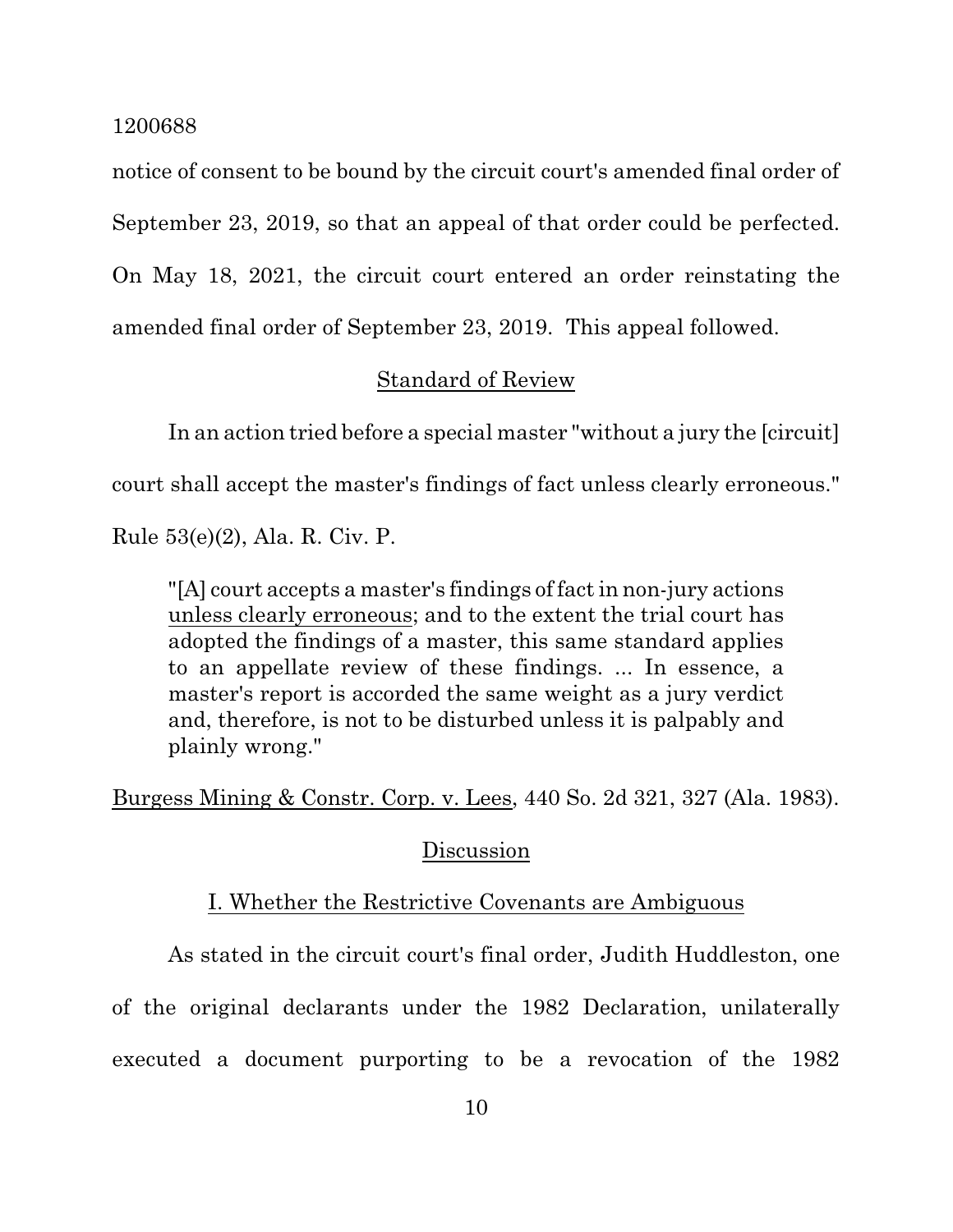notice of consent to be bound by the circuit court's amended final order of September 23, 2019, so that an appeal of that order could be perfected. On May 18, 2021, the circuit court entered an order reinstating the amended final order of September 23, 2019. This appeal followed.

## Standard of Review

In an action tried before a special master "without a jury the [circuit] court shall accept the master's findings of fact unless clearly erroneous." Rule 53(e)(2), Ala. R. Civ. P.

> "[A] court accepts a master's findings of fact in non-jury actions unless clearly erroneous; and to the extent the trial court has adopted the findings of a master, this same standard applies to an appellate review of these findings. ... In essence, a master's report is accorded the same weight as a jury verdict and, therefore, is not to be disturbed unless it is palpably and plainly wrong."

Burgess Mining & Constr. Corp. v. Lees, 440 So. 2d 321, 327 (Ala. 1983).

## Discussion

### I. Whether the Restrictive Covenants are Ambiguous

As stated in the circuit court's final order, Judith Huddleston, one of the original declarants under the 1982 Declaration, unilaterally executed a document purporting to be a revocation of the 1982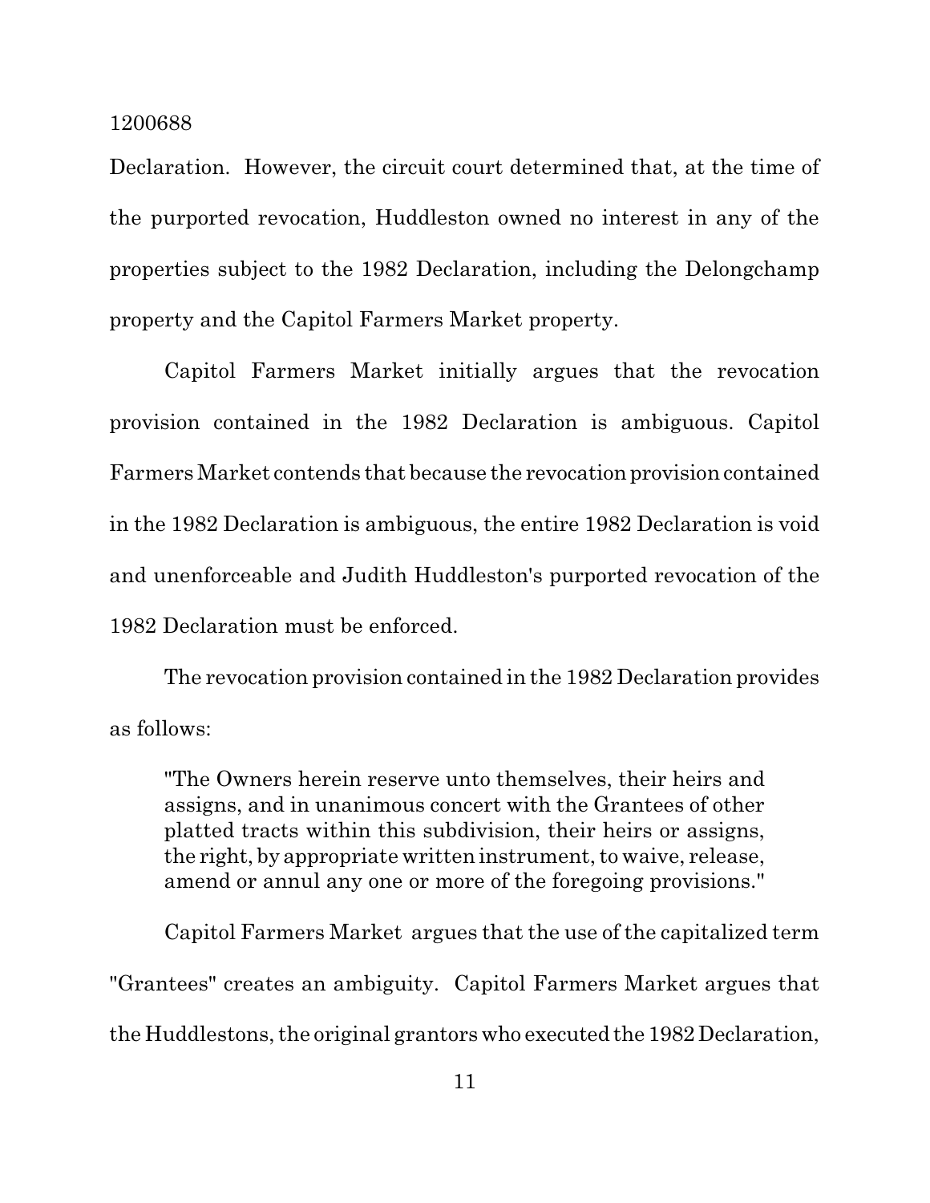Declaration. However, the circuit court determined that, at the time of the purported revocation, Huddleston owned no interest in any of the properties subject to the 1982 Declaration, including the Delongchamp property and the Capitol Farmers Market property.

Capitol Farmers Market initially argues that the revocation provision contained in the 1982 Declaration is ambiguous. Capitol Farmers Market contends that because the revocation provision contained in the 1982 Declaration is ambiguous, the entire 1982 Declaration is void and unenforceable and Judith Huddleston's purported revocation of the 1982 Declaration must be enforced.

The revocation provision contained in the 1982 Declaration provides as follows:

> "The Owners herein reserve unto themselves, their heirs and assigns, and in unanimous concert with the Grantees of other platted tracts within this subdivision, their heirs or assigns, the right, by appropriate written instrument, to waive, release, amend or annul any one or more of the foregoing provisions."

Capitol Farmers Market argues that the use of the capitalized term "Grantees" creates an ambiguity. Capitol Farmers Market argues that the Huddlestons, the original grantors who executed the 1982 Declaration,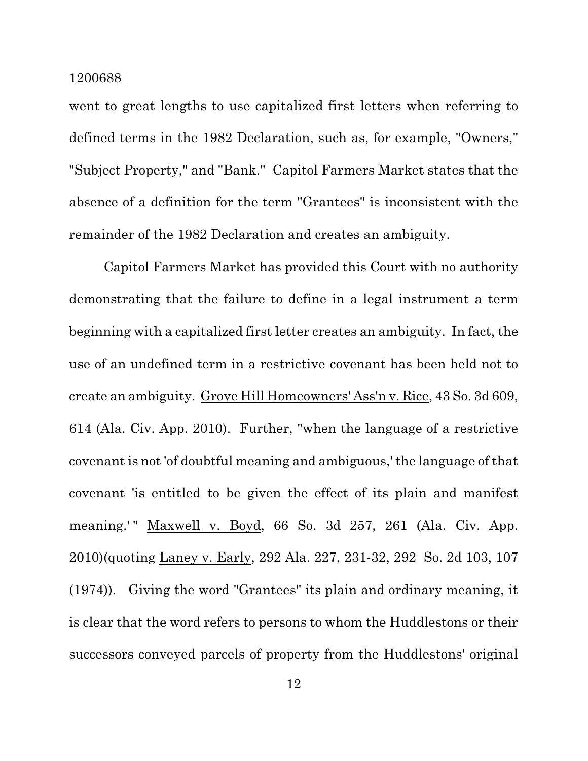went to great lengths to use capitalized first letters when referring to defined terms in the 1982 Declaration, such as, for example, "Owners," "Subject Property," and "Bank." Capitol Farmers Market states that the absence of a definition for the term "Grantees" is inconsistent with the remainder of the 1982 Declaration and creates an ambiguity.

Capitol Farmers Market has provided this Court with no authority demonstrating that the failure to define in a legal instrument a term beginning with a capitalized first letter creates an ambiguity. In fact, the use of an undefined term in a restrictive covenant has been held not to create an ambiguity. Grove Hill Homeowners' Ass'n v. Rice, 43 So. 3d 609, 614 (Ala. Civ. App. 2010). Further, "when the language of a restrictive covenant is not 'of doubtful meaning and ambiguous,' the language of that covenant 'is entitled to be given the effect of its plain and manifest meaning.' " Maxwell v. Boyd, 66 So. 3d 257, 261 (Ala. Civ. App. 2010)(quoting Laney v. Early, 292 Ala. 227, 231-32, 292 So. 2d 103, 107 (1974)). Giving the word "Grantees" its plain and ordinary meaning, it is clear that the word refers to persons to whom the Huddlestons or their successors conveyed parcels of property from the Huddlestons' original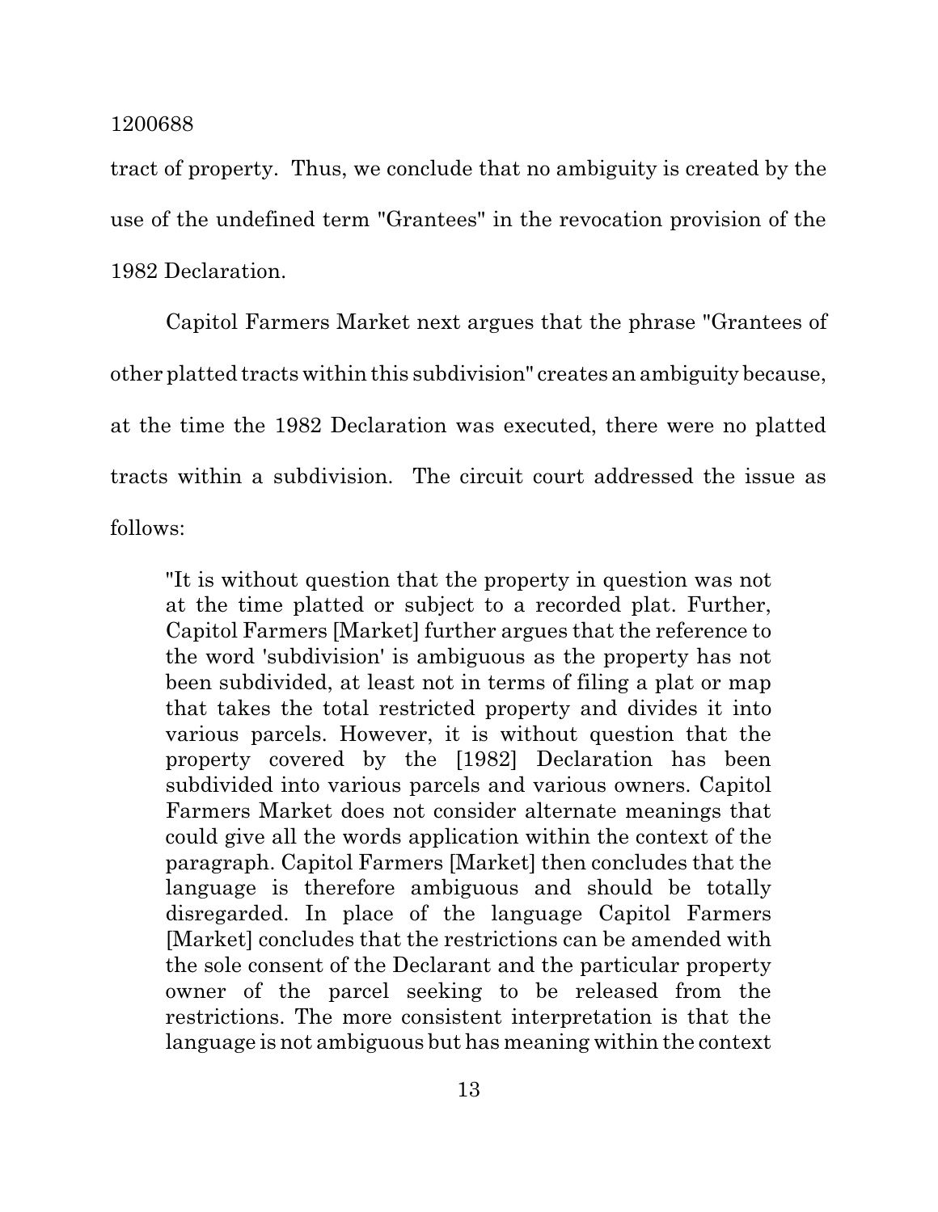tract of property. Thus, we conclude that no ambiguity is created by the use of the undefined term "Grantees" in the revocation provision of the 1982 Declaration.

Capitol Farmers Market next argues that the phrase "Grantees of other platted tracts within this subdivision" creates an ambiguity because, at the time the 1982 Declaration was executed, there were no platted tracts within a subdivision. The circuit court addressed the issue as follows:

> "It is without question that the property in question was not at the time platted or subject to a recorded plat. Further, Capitol Farmers [Market] further argues that the reference to the word 'subdivision' is ambiguous as the property has not been subdivided, at least not in terms of filing a plat or map that takes the total restricted property and divides it into various parcels. However, it is without question that the property covered by the [1982] Declaration has been subdivided into various parcels and various owners. Capitol Farmers Market does not consider alternate meanings that could give all the words application within the context of the paragraph. Capitol Farmers [Market] then concludes that the language is therefore ambiguous and should be totally disregarded. In place of the language Capitol Farmers [Market] concludes that the restrictions can be amended with the sole consent of the Declarant and the particular property owner of the parcel seeking to be released from the restrictions. The more consistent interpretation is that the language is not ambiguous but has meaning within the context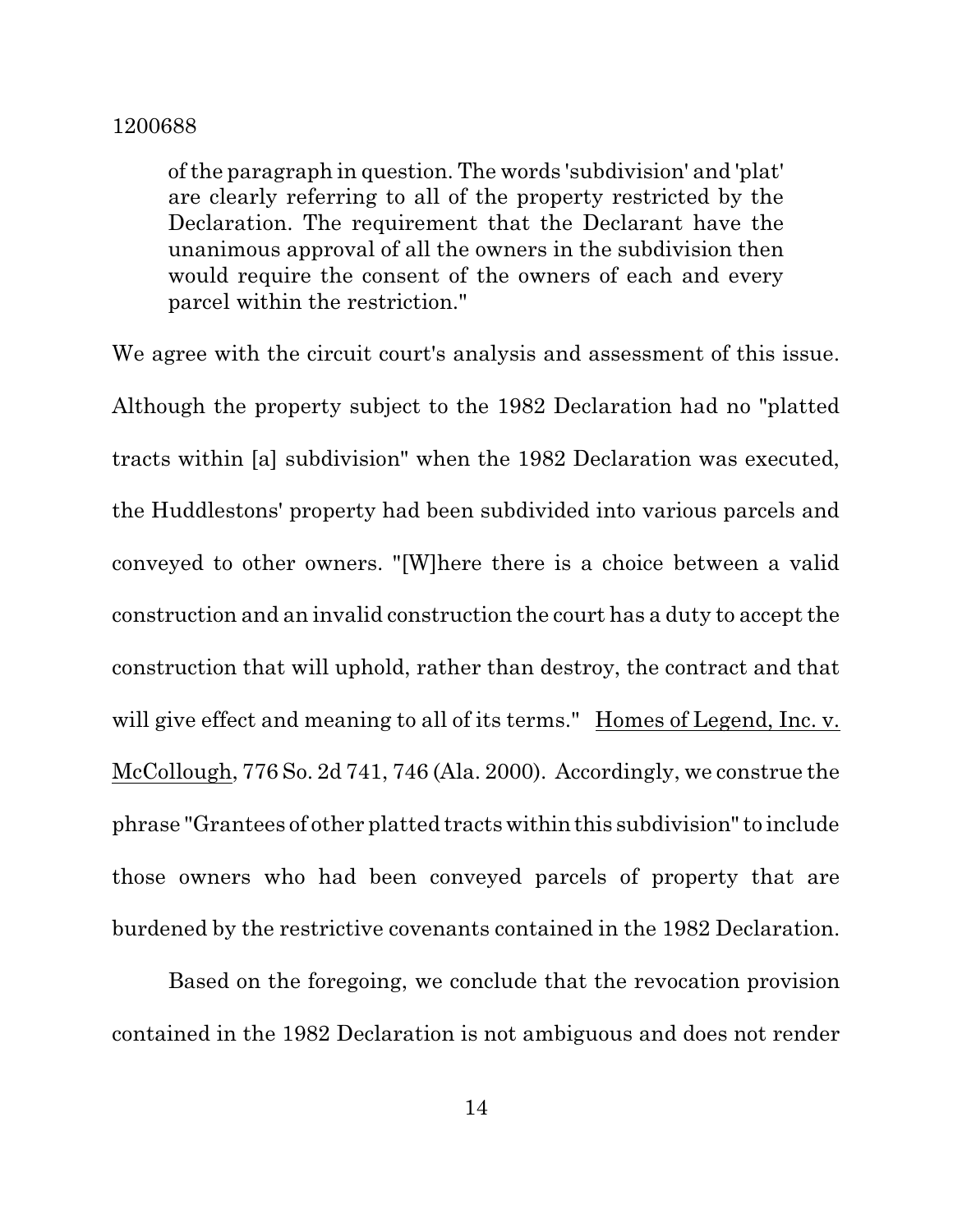> of the paragraph in question. The words 'subdivision' and 'plat' are clearly referring to all of the property restricted by the Declaration. The requirement that the Declarant have the unanimous approval of all the owners in the subdivision then would require the consent of the owners of each and every parcel within the restriction."

We agree with the circuit court's analysis and assessment of this issue. Although the property subject to the 1982 Declaration had no "platted tracts within [a] subdivision" when the 1982 Declaration was executed, the Huddlestons' property had been subdivided into various parcels and conveyed to other owners. "[W]here there is a choice between a valid construction and an invalid construction the court has a duty to accept the construction that will uphold, rather than destroy, the contract and that will give effect and meaning to all of its terms." Homes of Legend, Inc. v. McCollough, 776 So. 2d 741, 746 (Ala. 2000). Accordingly, we construe the phrase "Grantees of other platted tracts within this subdivision" to include those owners who had been conveyed parcels of property that are burdened by the restrictive covenants contained in the 1982 Declaration.

Based on the foregoing, we conclude that the revocation provision contained in the 1982 Declaration is not ambiguous and does not render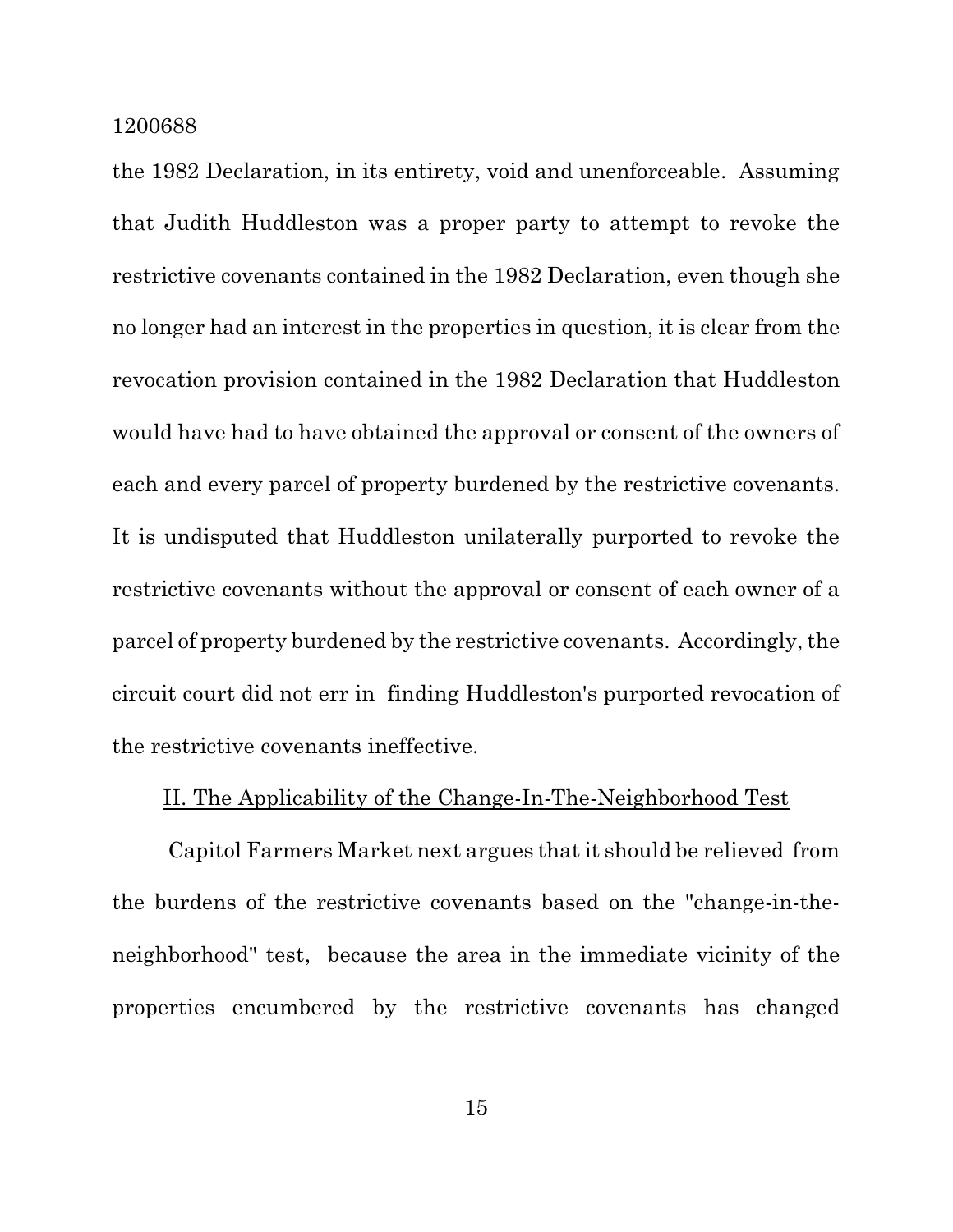the 1982 Declaration, in its entirety, void and unenforceable. Assuming that Judith Huddleston was a proper party to attempt to revoke the restrictive covenants contained in the 1982 Declaration, even though she no longer had an interest in the properties in question, it is clear from the revocation provision contained in the 1982 Declaration that Huddleston would have had to have obtained the approval or consent of the owners of each and every parcel of property burdened by the restrictive covenants. It is undisputed that Huddleston unilaterally purported to revoke the restrictive covenants without the approval or consent of each owner of a parcel of property burdened by the restrictive covenants. Accordingly, the circuit court did not err in finding Huddleston's purported revocation of the restrictive covenants ineffective.

II. The Applicability of the Change-In-The-Neighborhood Test

Capitol Farmers Market next argues that it should be relieved from the burdens of the restrictive covenants based on the "change-in-the-neighborhood" test, because the area in the immediate vicinity of the properties encumbered by the restrictive covenants has changed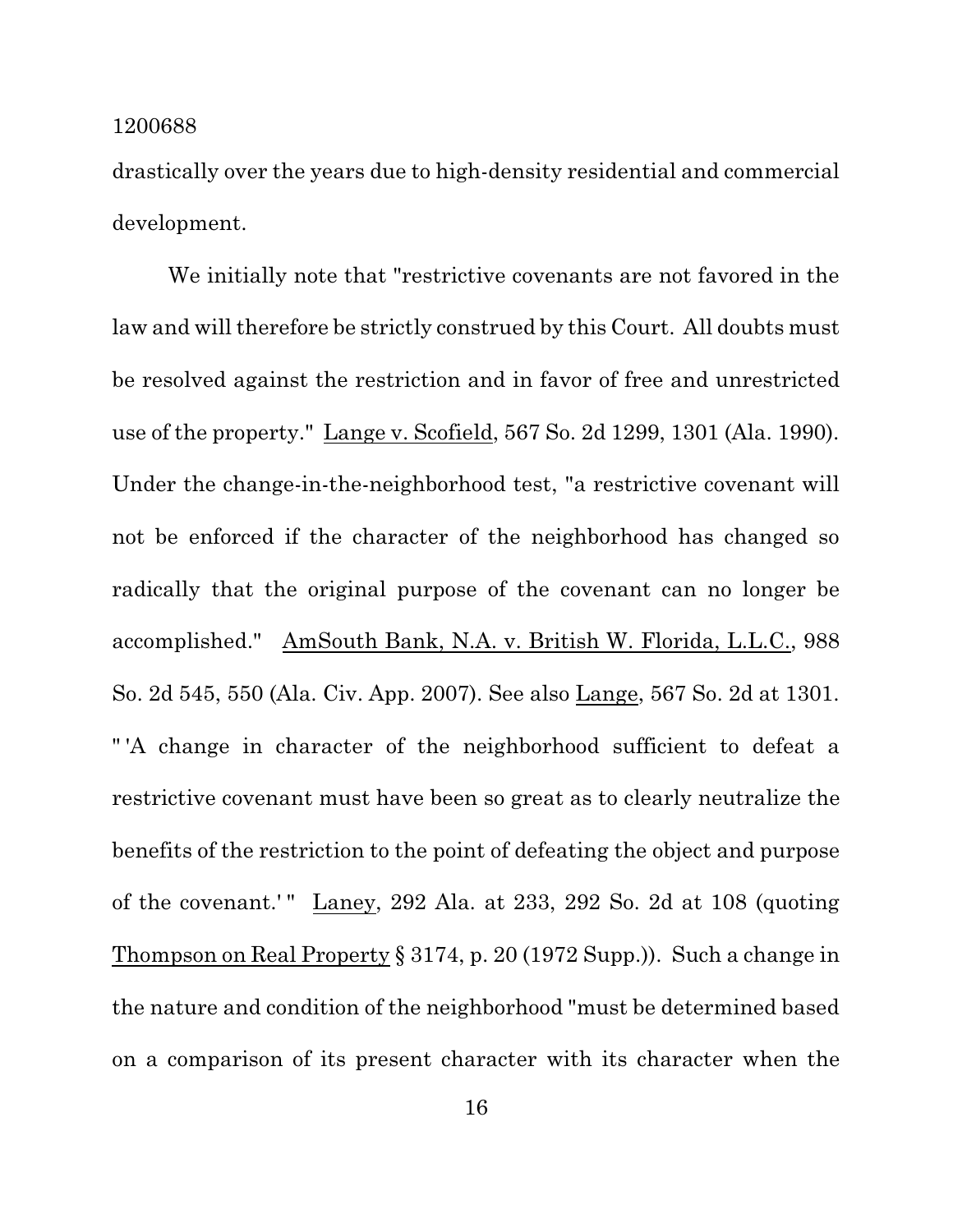drastically over the years due to high-density residential and commercial development.

We initially note that "restrictive covenants are not favored in the law and will therefore be strictly construed by this Court. All doubts must be resolved against the restriction and in favor of free and unrestricted use of the property." Lange v. Scofield, 567 So. 2d 1299, 1301 (Ala. 1990). Under the change-in-the-neighborhood test, "a restrictive covenant will not be enforced if the character of the neighborhood has changed so radically that the original purpose of the covenant can no longer be accomplished." AmSouth Bank, N.A. v. British W. Florida, L.L.C., 988 So. 2d 545, 550 (Ala. Civ. App. 2007). See also Lange, 567 So. 2d at 1301. "'A change in character of the neighborhood sufficient to defeat a restrictive covenant must have been so great as to clearly neutralize the benefits of the restriction to the point of defeating the object and purpose of the covenant.'" Laney, 292 Ala. at 233, 292 So. 2d at 108 (quoting Thompson on Real Property § 3174, p. 20 (1972 Supp.)). Such a change in the nature and condition of the neighborhood "must be determined based on a comparison of its present character with its character when the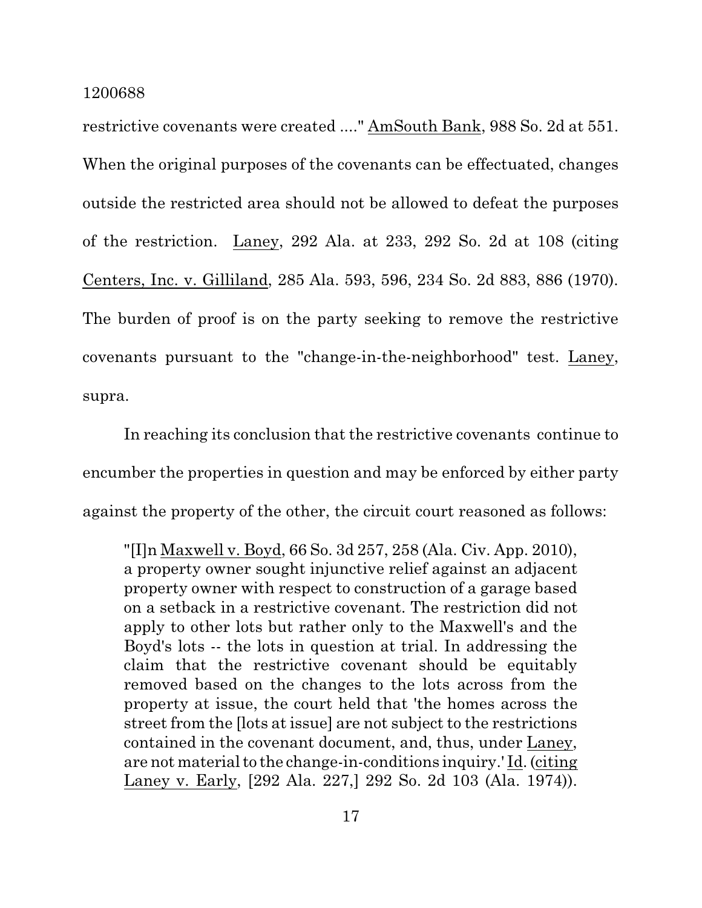restrictive covenants were created ...." AmSouth Bank, 988 So. 2d at 551. When the original purposes of the covenants can be effectuated, changes outside the restricted area should not be allowed to defeat the purposes of the restriction. Laney, 292 Ala. at 233, 292 So. 2d at 108 (citing Centers, Inc. v. Gilliland, 285 Ala. 593, 596, 234 So. 2d 883, 886 (1970). The burden of proof is on the party seeking to remove the restrictive covenants pursuant to the "change-in-the-neighborhood" test. Laney, supra.

In reaching its conclusion that the restrictive covenants continue to encumber the properties in question and may be enforced by either party against the property of the other, the circuit court reasoned as follows:

> "[I]n Maxwell v. Boyd, 66 So. 3d 257, 258 (Ala. Civ. App. 2010), a property owner sought injunctive relief against an adjacent property owner with respect to construction of a garage based on a setback in a restrictive covenant. The restriction did not apply to other lots but rather only to the Maxwell's and the Boyd's lots -- the lots in question at trial. In addressing the claim that the restrictive covenant should be equitably removed based on the changes to the lots across from the property at issue, the court held that 'the homes across the street from the [lots at issue] are not subject to the restrictions contained in the covenant document, and, thus, under Laney, are not material to the change-in-conditions inquiry.' Id. (citing Laney v. Early, [292 Ala. 227,] 292 So. 2d 103 (Ala. 1974)).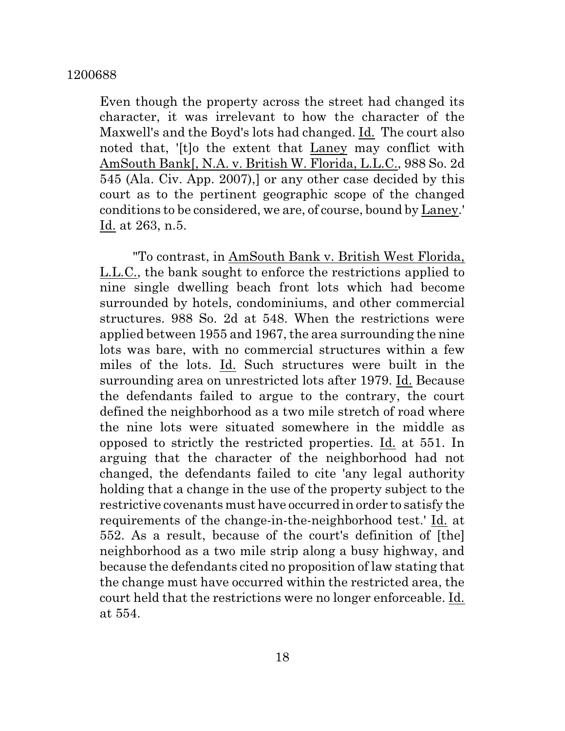Even though the property across the street had changed its character, it was irrelevant to how the character of the Maxwell's and the Boyd's lots had changed. Id. The court also noted that, '[t]o the extent that Laney may conflict with AmSouth Bank[, N.A. v. British W. Florida, L.L.C., 988 So. 2d 545 (Ala. Civ. App. 2007),] or any other case decided by this court as to the pertinent geographic scope of the changed conditions to be considered, we are, of course, bound by Laney.' Id. at 263, n.5.

"To contrast, in AmSouth Bank v. British West Florida, L.L.C., the bank sought to enforce the restrictions applied to nine single dwelling beach front lots which had become surrounded by hotels, condominiums, and other commercial structures. 988 So. 2d at 548. When the restrictions were applied between 1955 and 1967, the area surrounding the nine lots was bare, with no commercial structures within a few miles of the lots. Id. Such structures were built in the surrounding area on unrestricted lots after 1979. Id. Because the defendants failed to argue to the contrary, the court defined the neighborhood as a two mile stretch of road where the nine lots were situated somewhere in the middle as opposed to strictly the restricted properties. Id. at 551. In arguing that the character of the neighborhood had not changed, the defendants failed to cite 'any legal authority holding that a change in the use of the property subject to the restrictive covenants must have occurred in order to satisfy the requirements of the change-in-the-neighborhood test.' Id. at 552. As a result, because of the court's definition of [the] neighborhood as a two mile strip along a busy highway, and because the defendants cited no proposition of law stating that the change must have occurred within the restricted area, the court held that the restrictions were no longer enforceable. Id. at 554.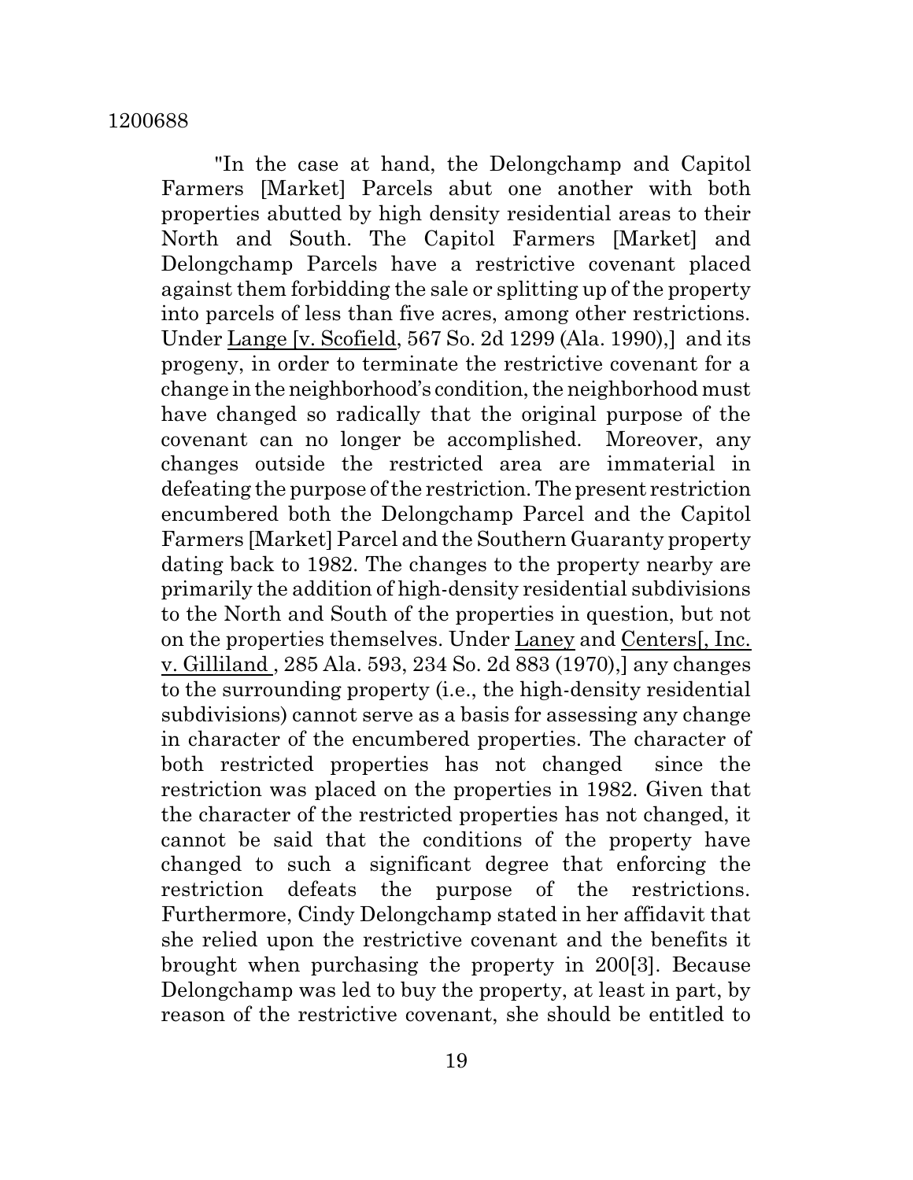"In the case at hand, the Delongchamp and Capitol Farmers [Market] Parcels abut one another with both properties abutted by high density residential areas to their North and South. The Capitol Farmers [Market] and Delongchamp Parcels have a restrictive covenant placed against them forbidding the sale or splitting up of the property into parcels of less than five acres, among other restrictions. Under Lange [v. Scofield, 567 So. 2d 1299 (Ala. 1990),] and its progeny, in order to terminate the restrictive covenant for a change in the neighborhood's condition, the neighborhood must have changed so radically that the original purpose of the covenant can no longer be accomplished. Moreover, any changes outside the restricted area are immaterial in defeating the purpose of the restriction. The present restriction encumbered both the Delongchamp Parcel and the Capitol Farmers [Market] Parcel and the Southern Guaranty property dating back to 1982. The changes to the property nearby are primarily the addition of high-density residential subdivisions to the North and South of the properties in question, but not on the properties themselves. Under Laney and Centers[, Inc. v. Gilliland , 285 Ala. 593, 234 So. 2d 883 (1970),] any changes to the surrounding property (i.e., the high-density residential subdivisions) cannot serve as a basis for assessing any change in character of the encumbered properties. The character of both restricted properties has not changed since the restriction was placed on the properties in 1982. Given that the character of the restricted properties has not changed, it cannot be said that the conditions of the property have changed to such a significant degree that enforcing the restriction defeats the purpose of the restrictions. Furthermore, Cindy Delongchamp stated in her affidavit that she relied upon the restrictive covenant and the benefits it brought when purchasing the property in 200[3]. Because Delongchamp was led to buy the property, at least in part, by reason of the restrictive covenant, she should be entitled to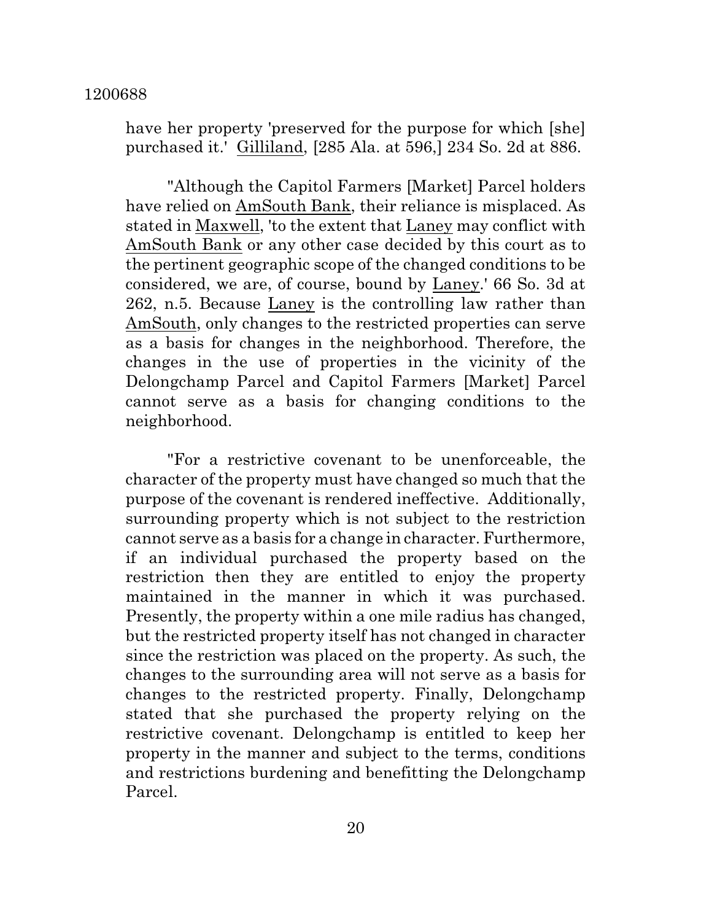have her property 'preserved for the purpose for which [she] purchased it.' Gilliland, [285 Ala. at 596,] 234 So. 2d at 886.

"Although the Capitol Farmers [Market] Parcel holders have relied on AmSouth Bank, their reliance is misplaced. As stated in Maxwell, 'to the extent that Laney may conflict with AmSouth Bank or any other case decided by this court as to the pertinent geographic scope of the changed conditions to be considered, we are, of course, bound by Laney.' 66 So. 3d at 262, n.5. Because Laney is the controlling law rather than AmSouth, only changes to the restricted properties can serve as a basis for changes in the neighborhood. Therefore, the changes in the use of properties in the vicinity of the Delongchamp Parcel and Capitol Farmers [Market] Parcel cannot serve as a basis for changing conditions to the neighborhood.

"For a restrictive covenant to be unenforceable, the character of the property must have changed so much that the purpose of the covenant is rendered ineffective. Additionally, surrounding property which is not subject to the restriction cannot serve as a basis for a change in character. Furthermore, if an individual purchased the property based on the restriction then they are entitled to enjoy the property maintained in the manner in which it was purchased. Presently, the property within a one mile radius has changed, but the restricted property itself has not changed in character since the restriction was placed on the property. As such, the changes to the surrounding area will not serve as a basis for changes to the restricted property. Finally, Delongchamp stated that she purchased the property relying on the restrictive covenant. Delongchamp is entitled to keep her property in the manner and subject to the terms, conditions and restrictions burdening and benefitting the Delongchamp Parcel.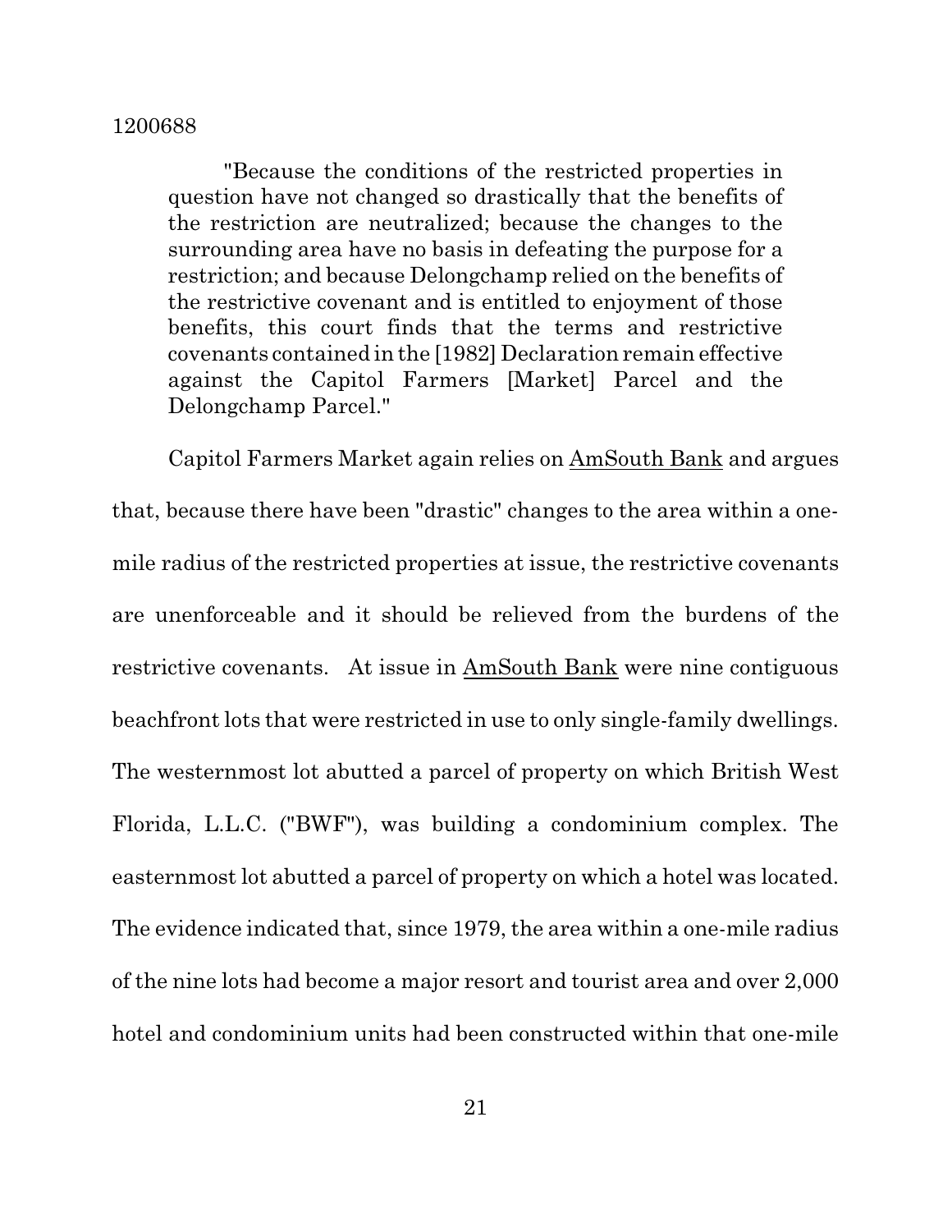> "Because the conditions of the restricted properties in question have not changed so drastically that the benefits of the restriction are neutralized; because the changes to the surrounding area have no basis in defeating the purpose for a restriction; and because Delongchamp relied on the benefits of the restrictive covenant and is entitled to enjoyment of those benefits, this court finds that the terms and restrictive covenants contained in the [1982] Declaration remain effective against the Capitol Farmers [Market] Parcel and the Delongchamp Parcel."

Capitol Farmers Market again relies on AmSouth Bank and argues that, because there have been "drastic" changes to the area within a one-mile radius of the restricted properties at issue, the restrictive covenants are unenforceable and it should be relieved from the burdens of the restrictive covenants. At issue in AmSouth Bank were nine contiguous beachfront lots that were restricted in use to only single-family dwellings. The westernmost lot abutted a parcel of property on which British West Florida, L.L.C. ("BWF"), was building a condominium complex. The easternmost lot abutted a parcel of property on which a hotel was located. The evidence indicated that, since 1979, the area within a one-mile radius of the nine lots had become a major resort and tourist area and over 2,000 hotel and condominium units had been constructed within that one-mile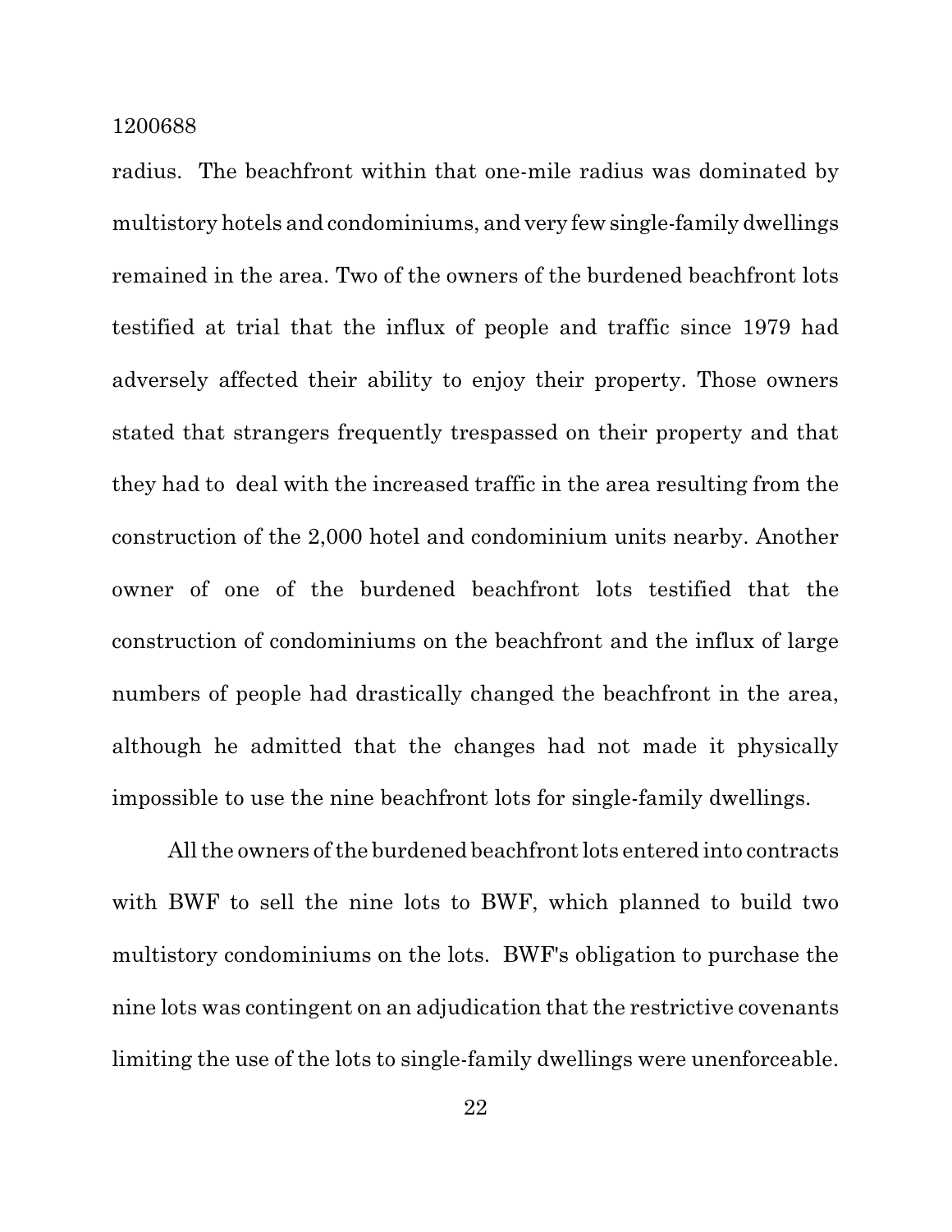radius. The beachfront within that one-mile radius was dominated by multistory hotels and condominiums, and very few single-family dwellings remained in the area. Two of the owners of the burdened beachfront lots testified at trial that the influx of people and traffic since 1979 had adversely affected their ability to enjoy their property. Those owners stated that strangers frequently trespassed on their property and that they had to deal with the increased traffic in the area resulting from the construction of the 2,000 hotel and condominium units nearby. Another owner of one of the burdened beachfront lots testified that the construction of condominiums on the beachfront and the influx of large numbers of people had drastically changed the beachfront in the area, although he admitted that the changes had not made it physically impossible to use the nine beachfront lots for single-family dwellings.

All the owners of the burdened beachfront lots entered into contracts with BWF to sell the nine lots to BWF, which planned to build two multistory condominiums on the lots. BWF's obligation to purchase the nine lots was contingent on an adjudication that the restrictive covenants limiting the use of the lots to single-family dwellings were unenforceable.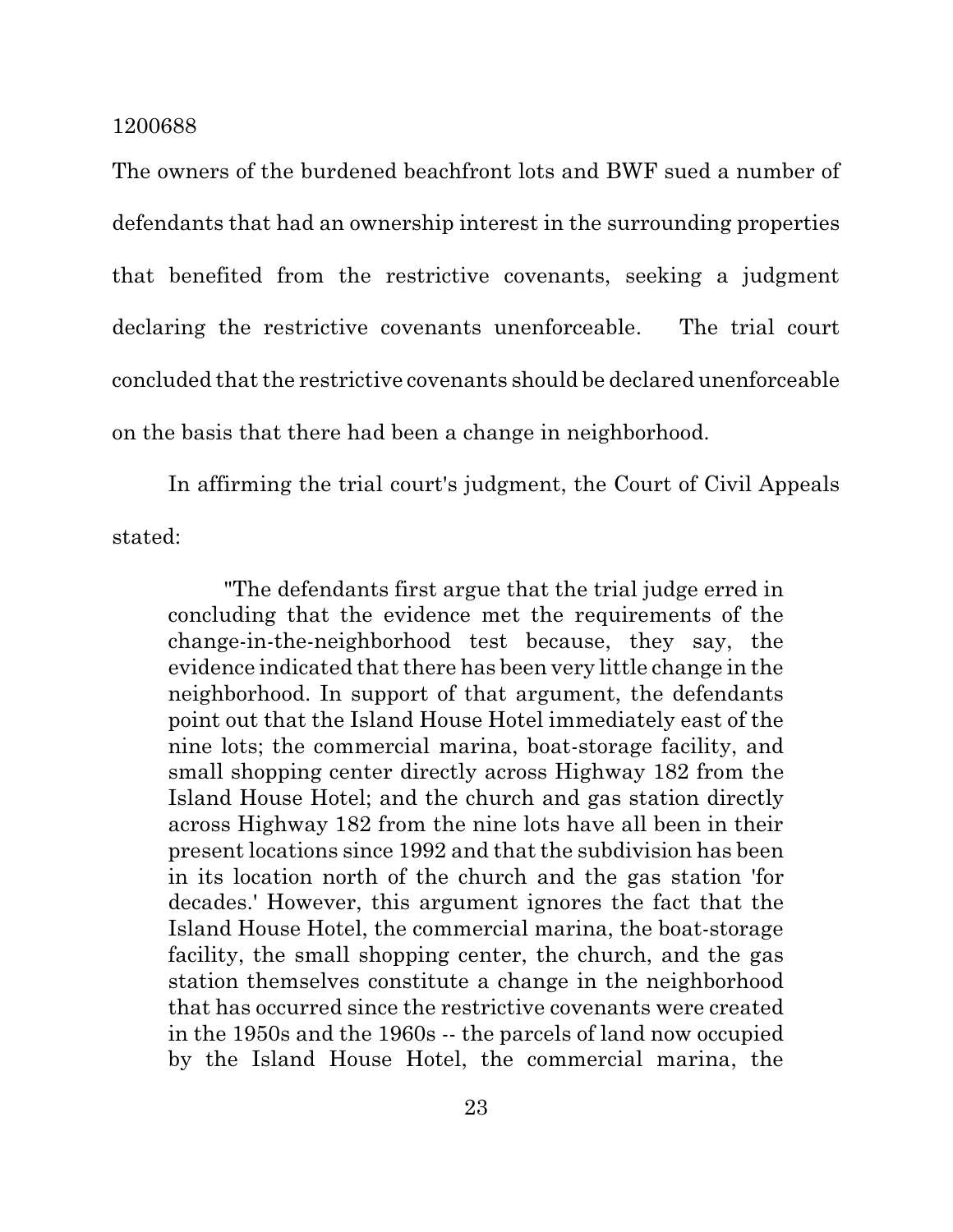The owners of the burdened beachfront lots and BWF sued a number of defendants that had an ownership interest in the surrounding properties that benefited from the restrictive covenants, seeking a judgment declaring the restrictive covenants unenforceable. The trial court concluded that the restrictive covenants should be declared unenforceable on the basis that there had been a change in neighborhood.

In affirming the trial court's judgment, the Court of Civil Appeals stated:

> "The defendants first argue that the trial judge erred in concluding that the evidence met the requirements of the change-in-the-neighborhood test because, they say, the evidence indicated that there has been very little change in the neighborhood. In support of that argument, the defendants point out that the Island House Hotel immediately east of the nine lots; the commercial marina, boat-storage facility, and small shopping center directly across Highway 182 from the Island House Hotel; and the church and gas station directly across Highway 182 from the nine lots have all been in their present locations since 1992 and that the subdivision has been in its location north of the church and the gas station 'for decades.' However, this argument ignores the fact that the Island House Hotel, the commercial marina, the boat-storage facility, the small shopping center, the church, and the gas station themselves constitute a change in the neighborhood that has occurred since the restrictive covenants were created in the 1950s and the 1960s -- the parcels of land now occupied by the Island House Hotel, the commercial marina, the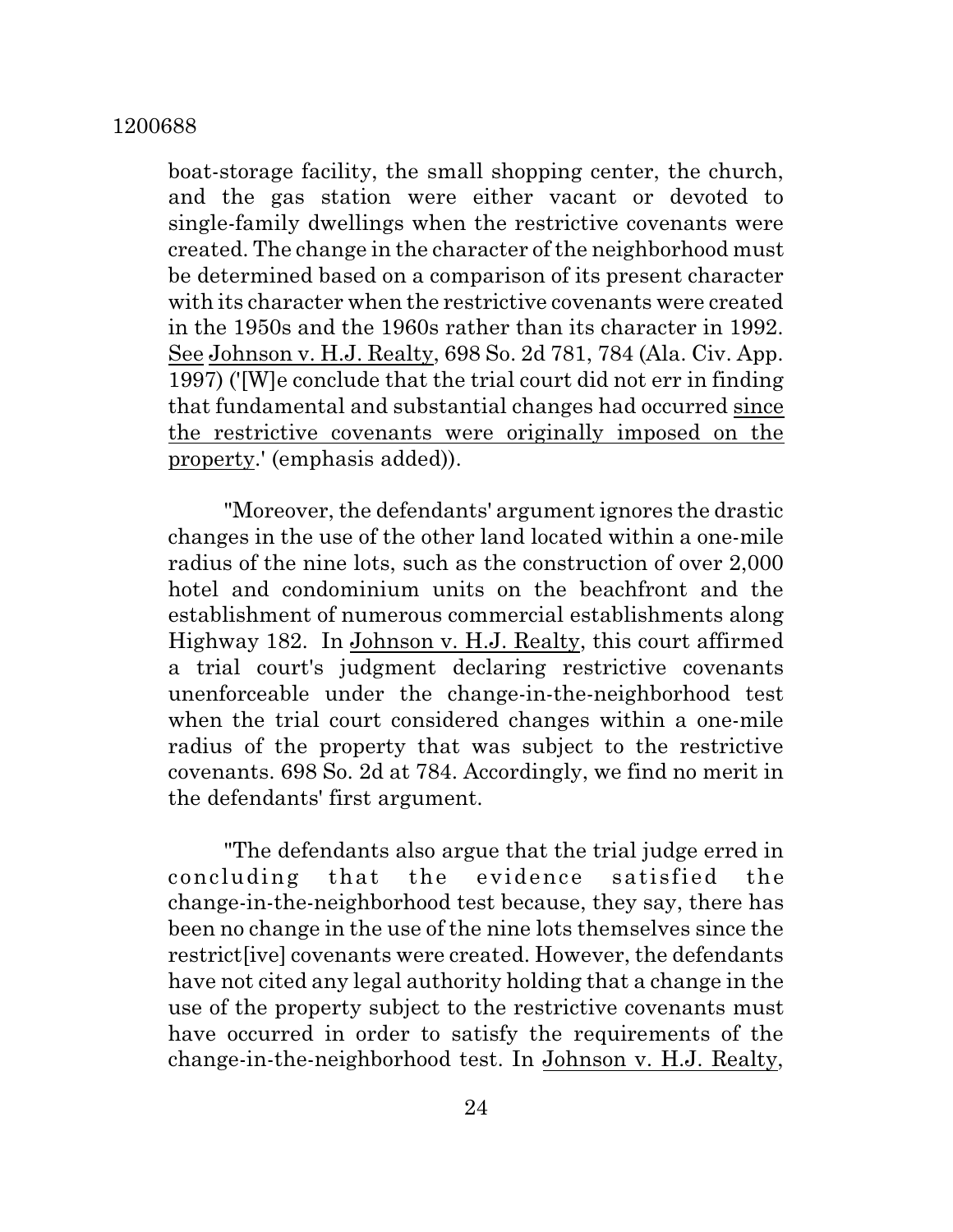boat-storage facility, the small shopping center, the church, and the gas station were either vacant or devoted to single-family dwellings when the restrictive covenants were created. The change in the character of the neighborhood must be determined based on a comparison of its present character with its character when the restrictive covenants were created in the 1950s and the 1960s rather than its character in 1992. See Johnson v. H.J. Realty, 698 So. 2d 781, 784 (Ala. Civ. App. 1997) ('[W]e conclude that the trial court did not err in finding that fundamental and substantial changes had occurred since the restrictive covenants were originally imposed on the property.' (emphasis added)).

"Moreover, the defendants' argument ignores the drastic changes in the use of the other land located within a one-mile radius of the nine lots, such as the construction of over 2,000 hotel and condominium units on the beachfront and the establishment of numerous commercial establishments along Highway 182. In Johnson v. H.J. Realty, this court affirmed a trial court's judgment declaring restrictive covenants unenforceable under the change-in-the-neighborhood test when the trial court considered changes within a one-mile radius of the property that was subject to the restrictive covenants. 698 So. 2d at 784. Accordingly, we find no merit in the defendants' first argument.

"The defendants also argue that the trial judge erred in concluding that the evidence satisfied the change-in-the-neighborhood test because, they say, there has been no change in the use of the nine lots themselves since the restrict[ive] covenants were created. However, the defendants have not cited any legal authority holding that a change in the use of the property subject to the restrictive covenants must have occurred in order to satisfy the requirements of the change-in-the-neighborhood test. In Johnson v. H.J. Realty,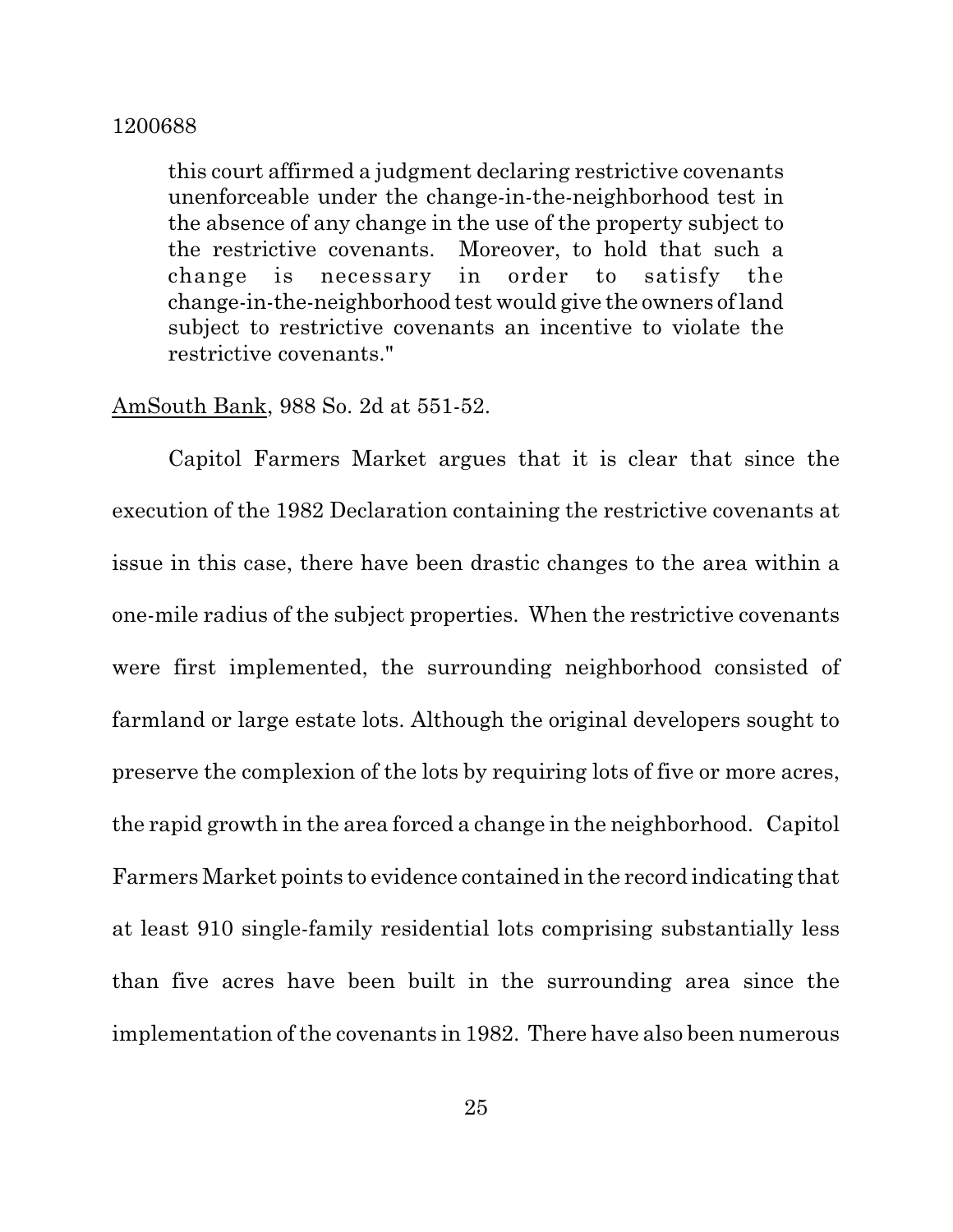> this court affirmed a judgment declaring restrictive covenants unenforceable under the change-in-the-neighborhood test in the absence of any change in the use of the property subject to the restrictive covenants. Moreover, to hold that such a change is necessary in order to satisfy the change-in-the-neighborhood test would give the owners of land subject to restrictive covenants an incentive to violate the restrictive covenants."

AmSouth Bank, 988 So. 2d at 551-52.

Capitol Farmers Market argues that it is clear that since the execution of the 1982 Declaration containing the restrictive covenants at issue in this case, there have been drastic changes to the area within a one-mile radius of the subject properties. When the restrictive covenants were first implemented, the surrounding neighborhood consisted of farmland or large estate lots. Although the original developers sought to preserve the complexion of the lots by requiring lots of five or more acres, the rapid growth in the area forced a change in the neighborhood. Capitol Farmers Market points to evidence contained in the record indicating that at least 910 single-family residential lots comprising substantially less than five acres have been built in the surrounding area since the implementation of the covenants in 1982. There have also been numerous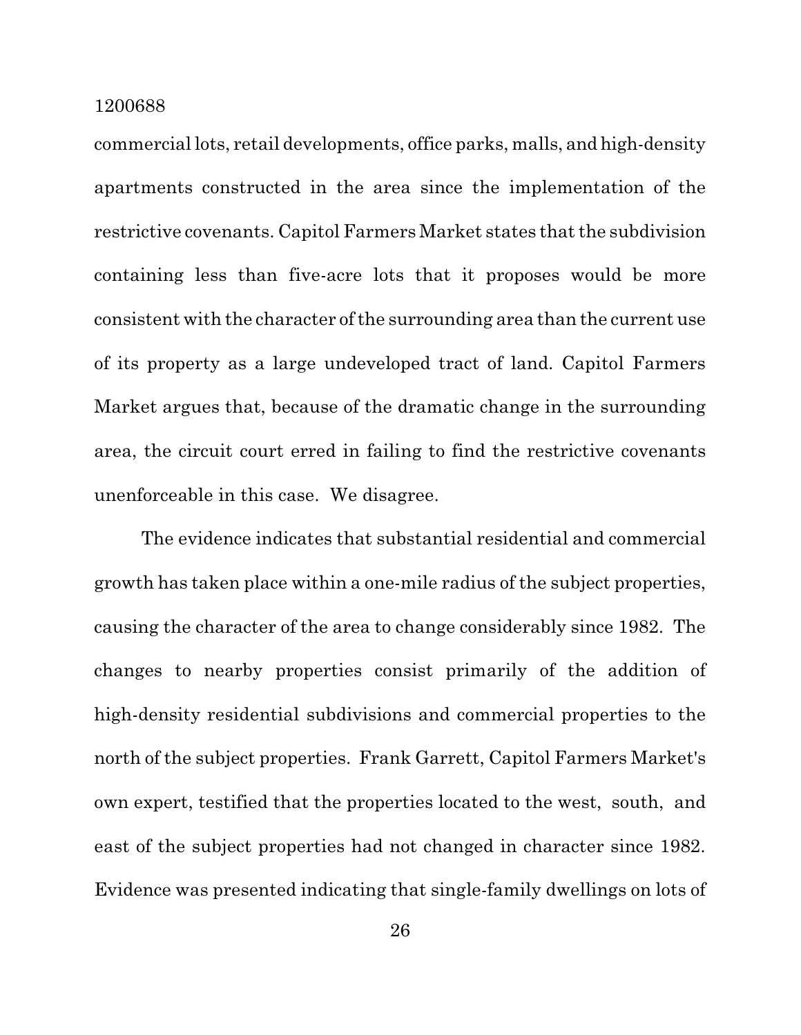commercial lots, retail developments, office parks, malls, and high-density apartments constructed in the area since the implementation of the restrictive covenants. Capitol Farmers Market states that the subdivision containing less than five-acre lots that it proposes would be more consistent with the character of the surrounding area than the current use of its property as a large undeveloped tract of land. Capitol Farmers Market argues that, because of the dramatic change in the surrounding area, the circuit court erred in failing to find the restrictive covenants unenforceable in this case. We disagree.

The evidence indicates that substantial residential and commercial growth has taken place within a one-mile radius of the subject properties, causing the character of the area to change considerably since 1982. The changes to nearby properties consist primarily of the addition of high-density residential subdivisions and commercial properties to the north of the subject properties. Frank Garrett, Capitol Farmers Market's own expert, testified that the properties located to the west, south, and east of the subject properties had not changed in character since 1982. Evidence was presented indicating that single-family dwellings on lots of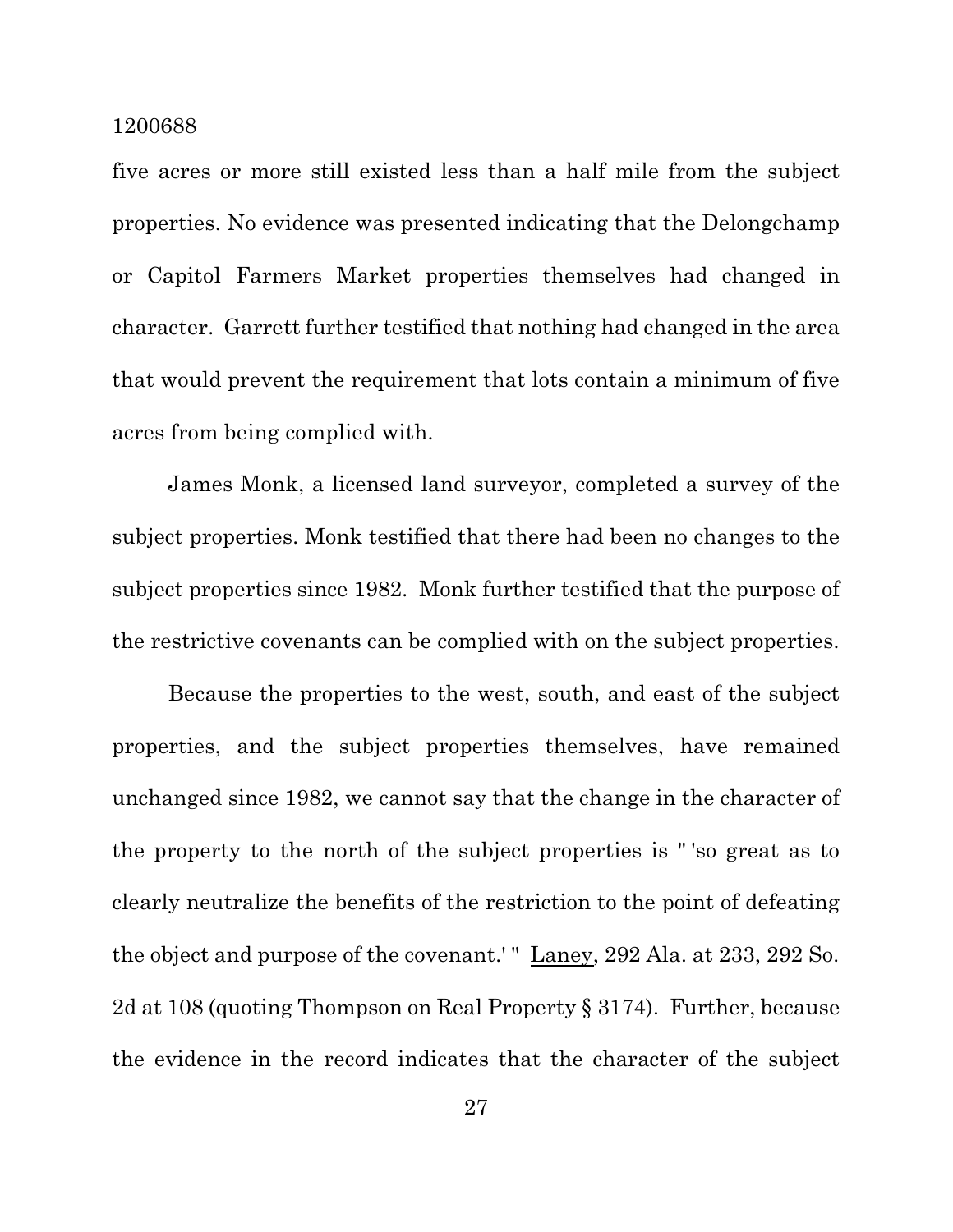five acres or more still existed less than a half mile from the subject properties. No evidence was presented indicating that the Delongchamp or Capitol Farmers Market properties themselves had changed in character. Garrett further testified that nothing had changed in the area that would prevent the requirement that lots contain a minimum of five acres from being complied with.

James Monk, a licensed land surveyor, completed a survey of the subject properties. Monk testified that there had been no changes to the subject properties since 1982. Monk further testified that the purpose of the restrictive covenants can be complied with on the subject properties.

Because the properties to the west, south, and east of the subject properties, and the subject properties themselves, have remained unchanged since 1982, we cannot say that the change in the character of the property to the north of the subject properties is " 'so great as to clearly neutralize the benefits of the restriction to the point of defeating the object and purpose of the covenant.' " Laney, 292 Ala. at 233, 292 So. 2d at 108 (quoting Thompson on Real Property § 3174). Further, because the evidence in the record indicates that the character of the subject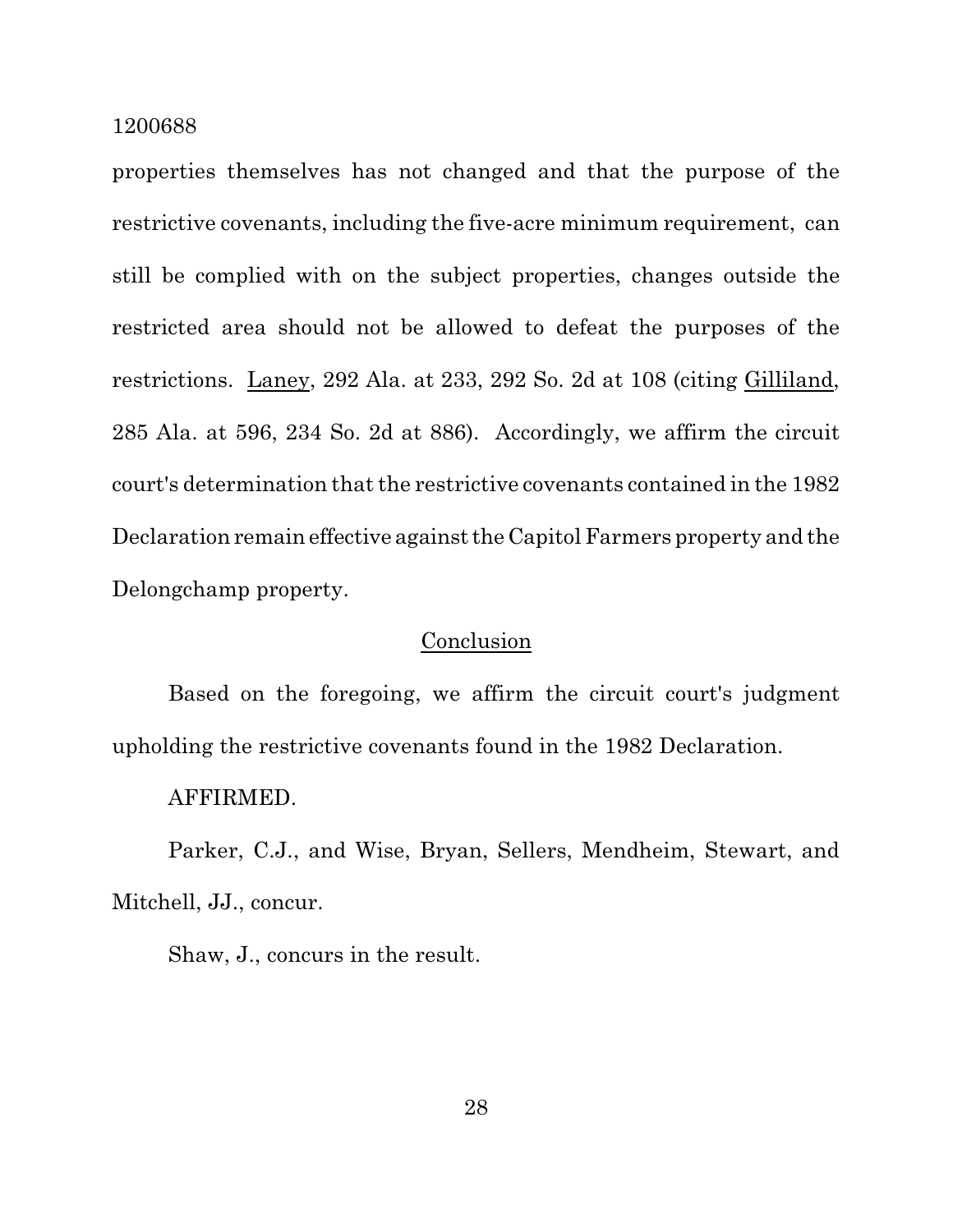properties themselves has not changed and that the purpose of the restrictive covenants, including the five-acre minimum requirement, can still be complied with on the subject properties, changes outside the restricted area should not be allowed to defeat the purposes of the restrictions. Laney, 292 Ala. at 233, 292 So. 2d at 108 (citing Gilliland, 285 Ala. at 596, 234 So. 2d at 886). Accordingly, we affirm the circuit court's determination that the restrictive covenants contained in the 1982 Declaration remain effective against the Capitol Farmers property and the Delongchamp property.

## Conclusion

Based on the foregoing, we affirm the circuit court's judgment upholding the restrictive covenants found in the 1982 Declaration.

AFFIRMED.

Parker, C.J., and Wise, Bryan, Sellers, Mendheim, Stewart, and Mitchell, JJ., concur.

Shaw, J., concurs in the result.